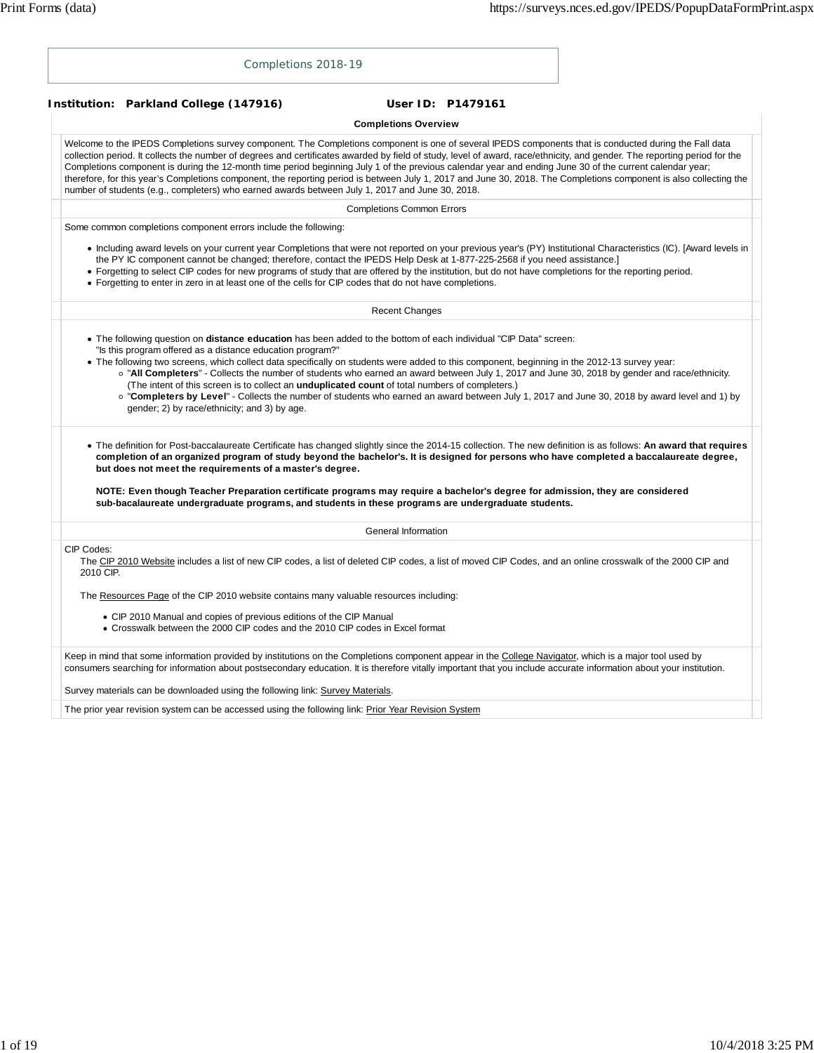# Completions 2018-19

**Institution: Parkland College (147916)** **User ID: P1479161**

## Completions Overview

Welcome to the IPEDS Completions survey component. The Completions component is one of several IPEDS components that is conducted during the Fall data collection period. It collects the number of degrees and certificates awarded by field of study, level of award, race/ethnicity, and gender. The reporting period for the Completions component is during the 12-month time period beginning July 1 of the previous calendar year and ending June 30 of the current calendar year; therefore, for this year's Completions component, the reporting period is between July 1, 2017 and June 30, 2018. The Completions component is also collecting the number of students (e.g., completers) who earned awards between July 1, 2017 and June 30, 2018.

## Completions Common Errors

Some common completions component errors include the following:

- Including award levels on your current year Completions that were not reported on your previous year's (PY) Institutional Characteristics (IC). [Award levels in the PY IC component cannot be changed; therefore, contact the IPEDS Help Desk at 1-877-225-2568 if you need assistance.]
- Forgetting to select CIP codes for new programs of study that are offered by the institution, but do not have completions for the reporting period.
- Forgetting to enter in zero in at least one of the cells for CIP codes that do not have completions.

## Recent Changes

- The following question on **distance education** has been added to the bottom of each individual "CIP Data" screen: "Is this program offered as a distance education program?"
- The following two screens, which collect data specifically on students were added to this component, beginning in the 2012-13 survey year:
  - "**All Completers**" - Collects the number of students who earned an award between July 1, 2017 and June 30, 2018 by gender and race/ethnicity. (The intent of this screen is to collect an **unduplicated count** of total numbers of completers.)
  - "**Completers by Level**" - Collects the number of students who earned an award between July 1, 2017 and June 30, 2018 by award level and 1) by gender; 2) by race/ethnicity; and 3) by age.

- The definition for Post-baccalaureate Certificate has changed slightly since the 2014-15 collection. The new definition is as follows: **An award that requires completion of an organized program of study beyond the bachelor's. It is designed for persons who have completed a baccalaureate degree, but does not meet the requirements of a master's degree.**

  **NOTE: Even though Teacher Preparation certificate programs may require a bachelor's degree for admission, they are considered sub-bacalaureate undergraduate programs, and students in these programs are undergraduate students.**

## General Information

CIP Codes:

The CIP 2010 Website includes a list of new CIP codes, a list of deleted CIP codes, a list of moved CIP Codes, and an online crosswalk of the 2000 CIP and 2010 CIP.

The Resources Page of the CIP 2010 website contains many valuable resources including:

- CIP 2010 Manual and copies of previous editions of the CIP Manual
- Crosswalk between the 2000 CIP codes and the 2010 CIP codes in Excel format

Keep in mind that some information provided by institutions on the Completions component appear in the College Navigator, which is a major tool used by consumers searching for information about postsecondary education. It is therefore vitally important that you include accurate information about your institution.

Survey materials can be downloaded using the following link: Survey Materials.

The prior year revision system can be accessed using the following link: Prior Year Revision System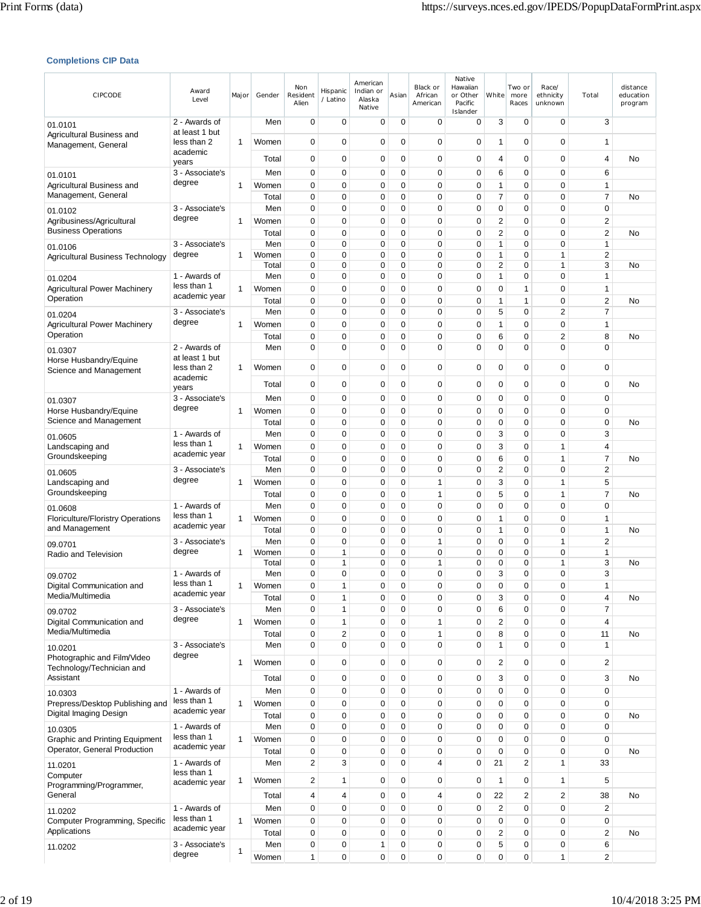### Completions CIP Data

| CIPCODE | Award Level | Major | Gender | Non Resident Alien | Hispanic / Latino | American Indian or Alaska Native | Asian | Black or African American | Native Hawaiian or Other Pacific Islander | White | Two or more Races | Race/ ethnicity unknown | Total | distance education program |
|---|---|---|---|---|---|---|---|---|---|---|---|---|---|---|
| 01.0101 Agricultural Business and Management, General | 2 - Awards of at least 1 but less than 2 academic years | 1 | Men | 0 | 0 | 0 | 0 | 0 | 0 | 3 | 0 | 0 | 3 | |
| | | | Women | 0 | 0 | 0 | 0 | 0 | 0 | 1 | 0 | 0 | 1 | |
| | | | Total | 0 | 0 | 0 | 0 | 0 | 0 | 4 | 0 | 0 | 4 | No |
| 01.0101 Agricultural Business and Management, General | 3 - Associate's degree | 1 | Men | 0 | 0 | 0 | 0 | 0 | 0 | 6 | 0 | 0 | 6 | |
| | | | Women | 0 | 0 | 0 | 0 | 0 | 0 | 1 | 0 | 0 | 1 | |
| | | | Total | 0 | 0 | 0 | 0 | 0 | 0 | 7 | 0 | 0 | 7 | No |
| 01.0102 Agribusiness/Agricultural Business Operations | 3 - Associate's degree | 1 | Men | 0 | 0 | 0 | 0 | 0 | 0 | 0 | 0 | 0 | 0 | |
| | | | Women | 0 | 0 | 0 | 0 | 0 | 0 | 2 | 0 | 0 | 2 | |
| | | | Total | 0 | 0 | 0 | 0 | 0 | 0 | 2 | 0 | 0 | 2 | No |
| 01.0106 Agricultural Business Technology | 3 - Associate's degree | 1 | Men | 0 | 0 | 0 | 0 | 0 | 0 | 1 | 0 | 0 | 1 | |
| | | | Women | 0 | 0 | 0 | 0 | 0 | 0 | 1 | 0 | 1 | 2 | |
| | | | Total | 0 | 0 | 0 | 0 | 0 | 0 | 2 | 0 | 1 | 3 | No |
| 01.0204 Agricultural Power Machinery Operation | 1 - Awards of less than 1 academic year | 1 | Men | 0 | 0 | 0 | 0 | 0 | 0 | 1 | 0 | 0 | 1 | |
| | | | Women | 0 | 0 | 0 | 0 | 0 | 0 | 0 | 1 | 0 | 1 | |
| | | | Total | 0 | 0 | 0 | 0 | 0 | 0 | 1 | 1 | 0 | 2 | No |
| 01.0204 Agricultural Power Machinery Operation | 3 - Associate's degree | 1 | Men | 0 | 0 | 0 | 0 | 0 | 0 | 5 | 0 | 2 | 7 | |
| | | | Women | 0 | 0 | 0 | 0 | 0 | 0 | 1 | 0 | 0 | 1 | |
| | | | Total | 0 | 0 | 0 | 0 | 0 | 0 | 6 | 0 | 2 | 8 | No |
| 01.0307 Horse Husbandry/Equine Science and Management | 2 - Awards of at least 1 but less than 2 academic years | 1 | Men | 0 | 0 | 0 | 0 | 0 | 0 | 0 | 0 | 0 | 0 | |
| | | | Women | 0 | 0 | 0 | 0 | 0 | 0 | 0 | 0 | 0 | 0 | |
| | | | Total | 0 | 0 | 0 | 0 | 0 | 0 | 0 | 0 | 0 | 0 | No |
| 01.0307 Horse Husbandry/Equine Science and Management | 3 - Associate's degree | 1 | Men | 0 | 0 | 0 | 0 | 0 | 0 | 0 | 0 | 0 | 0 | |
| | | | Women | 0 | 0 | 0 | 0 | 0 | 0 | 0 | 0 | 0 | 0 | |
| | | | Total | 0 | 0 | 0 | 0 | 0 | 0 | 0 | 0 | 0 | 0 | No |
| 01.0605 Landscaping and Groundskeeping | 1 - Awards of less than 1 academic year | 1 | Men | 0 | 0 | 0 | 0 | 0 | 0 | 3 | 0 | 0 | 3 | |
| | | | Women | 0 | 0 | 0 | 0 | 0 | 0 | 3 | 0 | 1 | 4 | |
| | | | Total | 0 | 0 | 0 | 0 | 0 | 0 | 6 | 0 | 1 | 7 | No |
| 01.0605 Landscaping and Groundskeeping | 3 - Associate's degree | 1 | Men | 0 | 0 | 0 | 0 | 0 | 0 | 2 | 0 | 0 | 2 | |
| | | | Women | 0 | 0 | 0 | 0 | 1 | 0 | 3 | 0 | 1 | 5 | |
| | | | Total | 0 | 0 | 0 | 0 | 1 | 0 | 5 | 0 | 1 | 7 | No |
| 01.0608 Floriculture/Floristry Operations and Management | 1 - Awards of less than 1 academic year | 1 | Men | 0 | 0 | 0 | 0 | 0 | 0 | 0 | 0 | 0 | 0 | |
| | | | Women | 0 | 0 | 0 | 0 | 0 | 0 | 1 | 0 | 0 | 1 | |
| | | | Total | 0 | 0 | 0 | 0 | 0 | 0 | 1 | 0 | 0 | 1 | No |
| 09.0701 Radio and Television | 3 - Associate's degree | 1 | Men | 0 | 0 | 0 | 0 | 1 | 0 | 0 | 0 | 1 | 2 | |
| | | | Women | 0 | 1 | 0 | 0 | 0 | 0 | 0 | 0 | 0 | 1 | |
| | | | Total | 0 | 1 | 0 | 0 | 1 | 0 | 0 | 0 | 1 | 3 | No |
| 09.0702 Digital Communication and Media/Multimedia | 1 - Awards of less than 1 academic year | 1 | Men | 0 | 0 | 0 | 0 | 0 | 0 | 3 | 0 | 0 | 3 | |
| | | | Women | 0 | 1 | 0 | 0 | 0 | 0 | 0 | 0 | 0 | 1 | |
| | | | Total | 0 | 1 | 0 | 0 | 0 | 0 | 3 | 0 | 0 | 4 | No |
| 09.0702 Digital Communication and Media/Multimedia | 3 - Associate's degree | 1 | Men | 0 | 1 | 0 | 0 | 0 | 0 | 6 | 0 | 0 | 7 | |
| | | | Women | 0 | 1 | 0 | 0 | 1 | 0 | 2 | 0 | 0 | 4 | |
| | | | Total | 0 | 2 | 0 | 0 | 1 | 0 | 8 | 0 | 0 | 11 | No |
| 10.0201 Photographic and Film/Video Technology/Technician and Assistant | 3 - Associate's degree | 1 | Men | 0 | 0 | 0 | 0 | 0 | 0 | 1 | 0 | 0 | 1 | |
| | | | Women | 0 | 0 | 0 | 0 | 0 | 0 | 2 | 0 | 0 | 2 | |
| | | | Total | 0 | 0 | 0 | 0 | 0 | 0 | 3 | 0 | 0 | 3 | No |
| 10.0303 Prepress/Desktop Publishing and Digital Imaging Design | 1 - Awards of less than 1 academic year | 1 | Men | 0 | 0 | 0 | 0 | 0 | 0 | 0 | 0 | 0 | 0 | |
| | | | Women | 0 | 0 | 0 | 0 | 0 | 0 | 0 | 0 | 0 | 0 | |
| | | | Total | 0 | 0 | 0 | 0 | 0 | 0 | 0 | 0 | 0 | 0 | No |
| 10.0305 Graphic and Printing Equipment Operator, General Production | 1 - Awards of less than 1 academic year | 1 | Men | 0 | 0 | 0 | 0 | 0 | 0 | 0 | 0 | 0 | 0 | |
| | | | Women | 0 | 0 | 0 | 0 | 0 | 0 | 0 | 0 | 0 | 0 | |
| | | | Total | 0 | 0 | 0 | 0 | 0 | 0 | 0 | 0 | 0 | 0 | No |
| 11.0201 Computer Programming/Programmer, General | 1 - Awards of less than 1 academic year | 1 | Men | 2 | 3 | 0 | 0 | 4 | 0 | 21 | 2 | 1 | 33 | |
| | | | Women | 2 | 1 | 0 | 0 | 0 | 0 | 1 | 0 | 1 | 5 | |
| | | | Total | 4 | 4 | 0 | 0 | 4 | 0 | 22 | 2 | 2 | 38 | No |
| 11.0202 Computer Programming, Specific Applications | 1 - Awards of less than 1 academic year | 1 | Men | 0 | 0 | 0 | 0 | 0 | 0 | 2 | 0 | 0 | 2 | |
| | | | Women | 0 | 0 | 0 | 0 | 0 | 0 | 0 | 0 | 0 | 0 | |
| | | | Total | 0 | 0 | 0 | 0 | 0 | 0 | 2 | 0 | 0 | 2 | No |
| 11.0202 | 3 - Associate's degree | 1 | Men | 0 | 0 | 1 | 0 | 0 | 0 | 5 | 0 | 0 | 6 | |
| | | | Women | 1 | 0 | 0 | 0 | 0 | 0 | 0 | 0 | 1 | 2 | |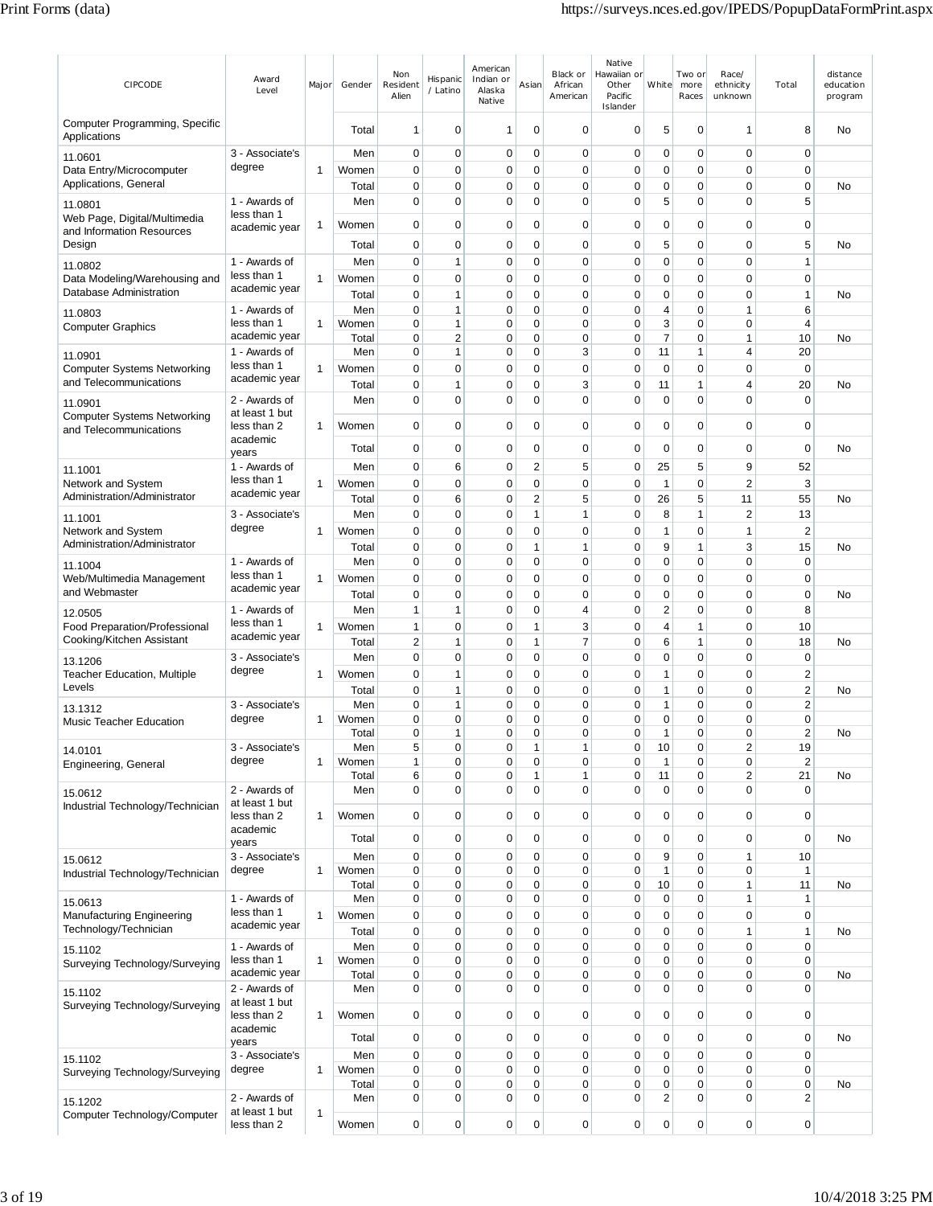| CIPCODE | Award Level | Major | Gender | Non Resident Alien | Hispanic / Latino | American Indian or Alaska Native | Asian | Black or African American | Native Hawaiian or Other Pacific Islander | White | Two or more Races | Race/ ethnicity unknown | Total | distance education program |
|---|---|---|---|---|---|---|---|---|---|---|---|---|---|---|
| Computer Programming, Specific Applications | | | Total | 1 | 0 | 1 | 0 | 0 | 0 | 5 | 0 | 1 | 8 | No |
| 11.0601 Data Entry/Microcomputer Applications, General | 3 - Associate's degree | 1 | Men | 0 | 0 | 0 | 0 | 0 | 0 | 0 | 0 | 0 | 0 | |
| | | | Women | 0 | 0 | 0 | 0 | 0 | 0 | 0 | 0 | 0 | 0 | |
| | | | Total | 0 | 0 | 0 | 0 | 0 | 0 | 0 | 0 | 0 | 0 | No |
| 11.0801 Web Page, Digital/Multimedia and Information Resources Design | 1 - Awards of less than 1 academic year | 1 | Men | 0 | 0 | 0 | 0 | 0 | 0 | 5 | 0 | 0 | 5 | |
| | | | Women | 0 | 0 | 0 | 0 | 0 | 0 | 0 | 0 | 0 | 0 | |
| | | | Total | 0 | 0 | 0 | 0 | 0 | 0 | 5 | 0 | 0 | 5 | No |
| 11.0802 Data Modeling/Warehousing and Database Administration | 1 - Awards of less than 1 academic year | 1 | Men | 0 | 1 | 0 | 0 | 0 | 0 | 0 | 0 | 0 | 1 | |
| | | | Women | 0 | 0 | 0 | 0 | 0 | 0 | 0 | 0 | 0 | 0 | |
| | | | Total | 0 | 1 | 0 | 0 | 0 | 0 | 0 | 0 | 0 | 1 | No |
| 11.0803 Computer Graphics | 1 - Awards of less than 1 academic year | 1 | Men | 0 | 1 | 0 | 0 | 0 | 0 | 4 | 0 | 1 | 6 | |
| | | | Women | 0 | 1 | 0 | 0 | 0 | 0 | 3 | 0 | 0 | 4 | |
| | | | Total | 0 | 2 | 0 | 0 | 0 | 0 | 7 | 0 | 1 | 10 | No |
| 11.0901 Computer Systems Networking and Telecommunications | 1 - Awards of less than 1 academic year | 1 | Men | 0 | 1 | 0 | 0 | 3 | 0 | 11 | 1 | 4 | 20 | |
| | | | Women | 0 | 0 | 0 | 0 | 0 | 0 | 0 | 0 | 0 | 0 | |
| | | | Total | 0 | 1 | 0 | 0 | 3 | 0 | 11 | 1 | 4 | 20 | No |
| 11.0901 Computer Systems Networking and Telecommunications | 2 - Awards of at least 1 but less than 2 academic years | 1 | Men | 0 | 0 | 0 | 0 | 0 | 0 | 0 | 0 | 0 | 0 | |
| | | | Women | 0 | 0 | 0 | 0 | 0 | 0 | 0 | 0 | 0 | 0 | |
| | | | Total | 0 | 0 | 0 | 0 | 0 | 0 | 0 | 0 | 0 | 0 | No |
| 11.1001 Network and System Administration/Administrator | 1 - Awards of less than 1 academic year | 1 | Men | 0 | 6 | 0 | 2 | 5 | 0 | 25 | 5 | 9 | 52 | |
| | | | Women | 0 | 0 | 0 | 0 | 0 | 0 | 1 | 0 | 2 | 3 | |
| | | | Total | 0 | 6 | 0 | 2 | 5 | 0 | 26 | 5 | 11 | 55 | No |
| 11.1001 Network and System Administration/Administrator | 3 - Associate's degree | 1 | Men | 0 | 0 | 0 | 1 | 1 | 0 | 8 | 1 | 2 | 13 | |
| | | | Women | 0 | 0 | 0 | 0 | 0 | 0 | 1 | 0 | 1 | 2 | |
| | | | Total | 0 | 0 | 0 | 1 | 1 | 0 | 9 | 1 | 3 | 15 | No |
| 11.1004 Web/Multimedia Management and Webmaster | 1 - Awards of less than 1 academic year | 1 | Men | 0 | 0 | 0 | 0 | 0 | 0 | 0 | 0 | 0 | 0 | |
| | | | Women | 0 | 0 | 0 | 0 | 0 | 0 | 0 | 0 | 0 | 0 | |
| | | | Total | 0 | 0 | 0 | 0 | 0 | 0 | 0 | 0 | 0 | 0 | No |
| 12.0505 Food Preparation/Professional Cooking/Kitchen Assistant | 1 - Awards of less than 1 academic year | 1 | Men | 1 | 1 | 0 | 0 | 4 | 0 | 2 | 0 | 0 | 8 | |
| | | | Women | 1 | 0 | 0 | 1 | 3 | 0 | 4 | 1 | 0 | 10 | |
| | | | Total | 2 | 1 | 0 | 1 | 7 | 0 | 6 | 1 | 0 | 18 | No |
| 13.1206 Teacher Education, Multiple Levels | 3 - Associate's degree | 1 | Men | 0 | 0 | 0 | 0 | 0 | 0 | 0 | 0 | 0 | 0 | |
| | | | Women | 0 | 1 | 0 | 0 | 0 | 0 | 1 | 0 | 0 | 2 | |
| | | | Total | 0 | 1 | 0 | 0 | 0 | 0 | 1 | 0 | 0 | 2 | No |
| 13.1312 Music Teacher Education | 3 - Associate's degree | 1 | Men | 0 | 1 | 0 | 0 | 0 | 0 | 1 | 0 | 0 | 2 | |
| | | | Women | 0 | 0 | 0 | 0 | 0 | 0 | 0 | 0 | 0 | 0 | |
| | | | Total | 0 | 1 | 0 | 0 | 0 | 0 | 1 | 0 | 0 | 2 | No |
| 14.0101 Engineering, General | 3 - Associate's degree | 1 | Men | 5 | 0 | 0 | 1 | 1 | 0 | 10 | 0 | 2 | 19 | |
| | | | Women | 1 | 0 | 0 | 0 | 0 | 0 | 1 | 0 | 0 | 2 | |
| | | | Total | 6 | 0 | 0 | 1 | 1 | 0 | 11 | 0 | 2 | 21 | No |
| 15.0612 Industrial Technology/Technician | 2 - Awards of at least 1 but less than 2 academic years | 1 | Men | 0 | 0 | 0 | 0 | 0 | 0 | 0 | 0 | 0 | 0 | |
| | | | Women | 0 | 0 | 0 | 0 | 0 | 0 | 0 | 0 | 0 | 0 | |
| | | | Total | 0 | 0 | 0 | 0 | 0 | 0 | 0 | 0 | 0 | 0 | No |
| 15.0612 Industrial Technology/Technician | 3 - Associate's degree | 1 | Men | 0 | 0 | 0 | 0 | 0 | 0 | 9 | 0 | 1 | 10 | |
| | | | Women | 0 | 0 | 0 | 0 | 0 | 0 | 1 | 0 | 0 | 1 | |
| | | | Total | 0 | 0 | 0 | 0 | 0 | 0 | 10 | 0 | 1 | 11 | No |
| 15.0613 Manufacturing Engineering Technology/Technician | 1 - Awards of less than 1 academic year | 1 | Men | 0 | 0 | 0 | 0 | 0 | 0 | 0 | 0 | 1 | 1 | |
| | | | Women | 0 | 0 | 0 | 0 | 0 | 0 | 0 | 0 | 0 | 0 | |
| | | | Total | 0 | 0 | 0 | 0 | 0 | 0 | 0 | 0 | 1 | 1 | No |
| 15.1102 Surveying Technology/Surveying | 1 - Awards of less than 1 academic year | 1 | Men | 0 | 0 | 0 | 0 | 0 | 0 | 0 | 0 | 0 | 0 | |
| | | | Women | 0 | 0 | 0 | 0 | 0 | 0 | 0 | 0 | 0 | 0 | |
| | | | Total | 0 | 0 | 0 | 0 | 0 | 0 | 0 | 0 | 0 | 0 | No |
| 15.1102 Surveying Technology/Surveying | 2 - Awards of at least 1 but less than 2 academic years | 1 | Men | 0 | 0 | 0 | 0 | 0 | 0 | 0 | 0 | 0 | 0 | |
| | | | Women | 0 | 0 | 0 | 0 | 0 | 0 | 0 | 0 | 0 | 0 | |
| | | | Total | 0 | 0 | 0 | 0 | 0 | 0 | 0 | 0 | 0 | 0 | No |
| 15.1102 Surveying Technology/Surveying | 3 - Associate's degree | 1 | Men | 0 | 0 | 0 | 0 | 0 | 0 | 0 | 0 | 0 | 0 | |
| | | | Women | 0 | 0 | 0 | 0 | 0 | 0 | 0 | 0 | 0 | 0 | |
| | | | Total | 0 | 0 | 0 | 0 | 0 | 0 | 0 | 0 | 0 | 0 | No |
| 15.1202 Computer Technology/Computer | 2 - Awards of at least 1 but less than 2 | 1 | Men | 0 | 0 | 0 | 0 | 0 | 0 | 2 | 0 | 0 | 2 | |
| | | | Women | 0 | 0 | 0 | 0 | 0 | 0 | 0 | 0 | 0 | 0 | |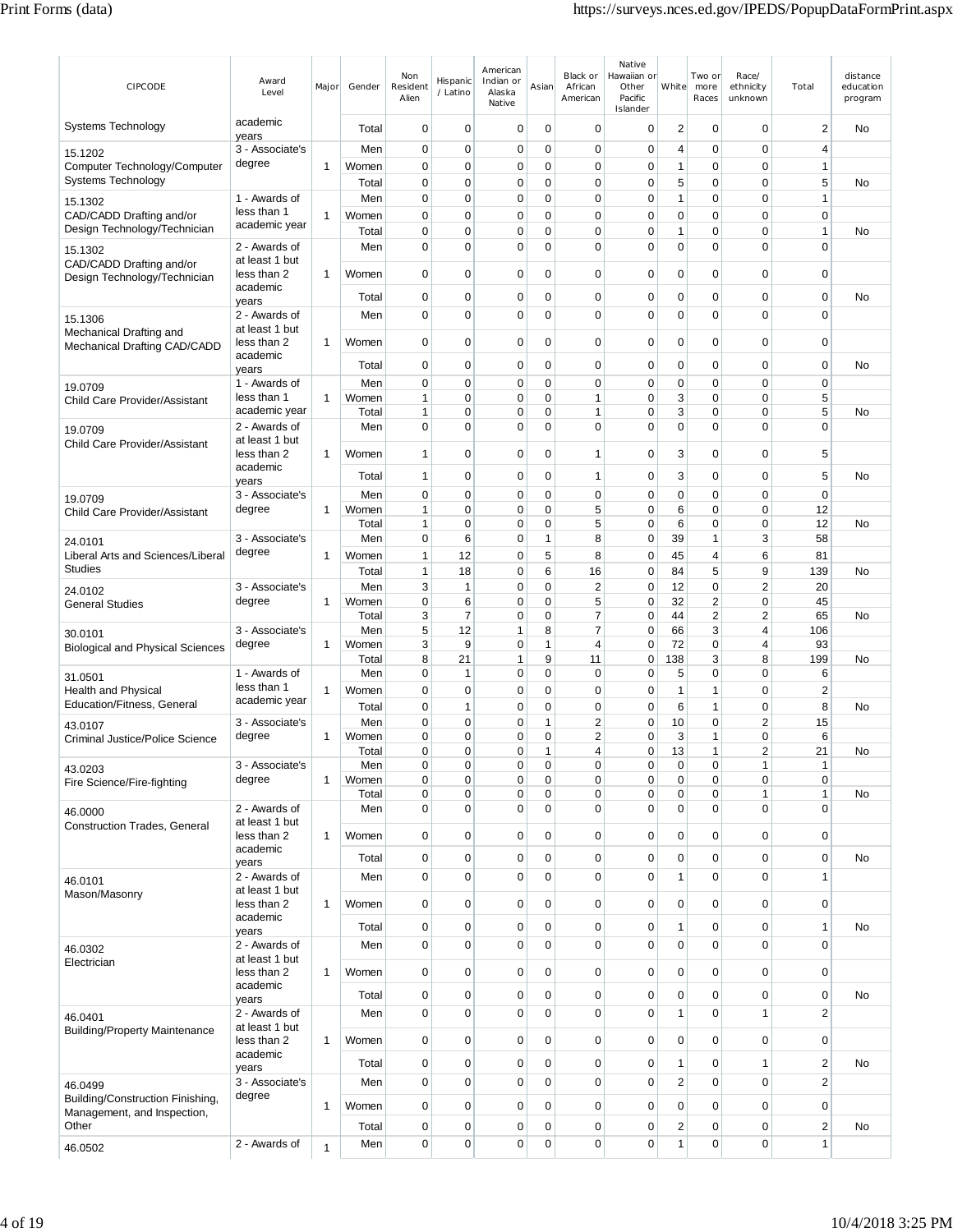| CIPCODE | Award Level | Major | Gender | Non Resident Alien | Hispanic / Latino | American Indian or Alaska Native | Asian | Black or African American | Native Hawaiian or Other Pacific Islander | White | Two or more Races | Race/ ethnicity unknown | Total | distance education program |
|---|---|---|---|---|---|---|---|---|---|---|---|---|---|---|
| Systems Technology | academic years | | Total | 0 | 0 | 0 | 0 | 0 | 0 | 2 | 0 | 0 | 2 | No |
| 15.1202 Computer Technology/Computer Systems Technology | 3 - Associate's degree | 1 | Men | 0 | 0 | 0 | 0 | 0 | 0 | 4 | 0 | 0 | 4 | |
| | | | Women | 0 | 0 | 0 | 0 | 0 | 0 | 1 | 0 | 0 | 1 | |
| | | | Total | 0 | 0 | 0 | 0 | 0 | 0 | 5 | 0 | 0 | 5 | No |
| 15.1302 CAD/CADD Drafting and/or Design Technology/Technician | 1 - Awards of less than 1 academic year | 1 | Men | 0 | 0 | 0 | 0 | 0 | 0 | 1 | 0 | 0 | 1 | |
| | | | Women | 0 | 0 | 0 | 0 | 0 | 0 | 0 | 0 | 0 | 0 | |
| | | | Total | 0 | 0 | 0 | 0 | 0 | 0 | 1 | 0 | 0 | 1 | No |
| 15.1302 CAD/CADD Drafting and/or Design Technology/Technician | 2 - Awards of at least 1 but less than 2 academic years | 1 | Men | 0 | 0 | 0 | 0 | 0 | 0 | 0 | 0 | 0 | 0 | |
| | | | Women | 0 | 0 | 0 | 0 | 0 | 0 | 0 | 0 | 0 | 0 | |
| | | | Total | 0 | 0 | 0 | 0 | 0 | 0 | 0 | 0 | 0 | 0 | No |
| 15.1306 Mechanical Drafting and Mechanical Drafting CAD/CADD | 2 - Awards of at least 1 but less than 2 academic years | 1 | Men | 0 | 0 | 0 | 0 | 0 | 0 | 0 | 0 | 0 | 0 | |
| | | | Women | 0 | 0 | 0 | 0 | 0 | 0 | 0 | 0 | 0 | 0 | |
| | | | Total | 0 | 0 | 0 | 0 | 0 | 0 | 0 | 0 | 0 | 0 | No |
| 19.0709 Child Care Provider/Assistant | 1 - Awards of less than 1 academic year | 1 | Men | 0 | 0 | 0 | 0 | 0 | 0 | 0 | 0 | 0 | 0 | |
| | | | Women | 1 | 0 | 0 | 0 | 1 | 0 | 3 | 0 | 0 | 5 | |
| | | | Total | 1 | 0 | 0 | 0 | 1 | 0 | 3 | 0 | 0 | 5 | No |
| 19.0709 Child Care Provider/Assistant | 2 - Awards of at least 1 but less than 2 academic years | 1 | Men | 0 | 0 | 0 | 0 | 0 | 0 | 0 | 0 | 0 | 0 | |
| | | | Women | 1 | 0 | 0 | 0 | 1 | 0 | 3 | 0 | 0 | 5 | |
| | | | Total | 1 | 0 | 0 | 0 | 1 | 0 | 3 | 0 | 0 | 5 | No |
| 19.0709 Child Care Provider/Assistant | 3 - Associate's degree | 1 | Men | 0 | 0 | 0 | 0 | 0 | 0 | 0 | 0 | 0 | 0 | |
| | | | Women | 1 | 0 | 0 | 0 | 5 | 0 | 6 | 0 | 0 | 12 | |
| | | | Total | 1 | 0 | 0 | 0 | 5 | 0 | 6 | 0 | 0 | 12 | No |
| 24.0101 Liberal Arts and Sciences/Liberal Studies | 3 - Associate's degree | 1 | Men | 0 | 6 | 0 | 1 | 8 | 0 | 39 | 1 | 3 | 58 | |
| | | | Women | 1 | 12 | 0 | 5 | 8 | 0 | 45 | 4 | 6 | 81 | |
| | | | Total | 1 | 18 | 0 | 6 | 16 | 0 | 84 | 5 | 9 | 139 | No |
| 24.0102 General Studies | 3 - Associate's degree | 1 | Men | 3 | 1 | 0 | 0 | 2 | 0 | 12 | 0 | 2 | 20 | |
| | | | Women | 0 | 6 | 0 | 0 | 5 | 0 | 32 | 2 | 0 | 45 | |
| | | | Total | 3 | 7 | 0 | 0 | 7 | 0 | 44 | 2 | 2 | 65 | No |
| 30.0101 Biological and Physical Sciences | 3 - Associate's degree | 1 | Men | 5 | 12 | 1 | 8 | 7 | 0 | 66 | 3 | 4 | 106 | |
| | | | Women | 3 | 9 | 0 | 1 | 4 | 0 | 72 | 0 | 4 | 93 | |
| | | | Total | 8 | 21 | 1 | 9 | 11 | 0 | 138 | 3 | 8 | 199 | No |
| 31.0501 Health and Physical Education/Fitness, General | 1 - Awards of less than 1 academic year | 1 | Men | 0 | 1 | 0 | 0 | 0 | 0 | 5 | 0 | 0 | 6 | |
| | | | Women | 0 | 0 | 0 | 0 | 0 | 0 | 1 | 1 | 0 | 2 | |
| | | | Total | 0 | 1 | 0 | 0 | 0 | 0 | 6 | 1 | 0 | 8 | No |
| 43.0107 Criminal Justice/Police Science | 3 - Associate's degree | 1 | Men | 0 | 0 | 0 | 1 | 2 | 0 | 10 | 0 | 2 | 15 | |
| | | | Women | 0 | 0 | 0 | 0 | 2 | 0 | 3 | 1 | 0 | 6 | |
| | | | Total | 0 | 0 | 0 | 1 | 4 | 0 | 13 | 1 | 2 | 21 | No |
| 43.0203 Fire Science/Fire-fighting | 3 - Associate's degree | 1 | Men | 0 | 0 | 0 | 0 | 0 | 0 | 0 | 0 | 1 | 1 | |
| | | | Women | 0 | 0 | 0 | 0 | 0 | 0 | 0 | 0 | 0 | 0 | |
| | | | Total | 0 | 0 | 0 | 0 | 0 | 0 | 0 | 0 | 1 | 1 | No |
| 46.0000 Construction Trades, General | 2 - Awards of at least 1 but less than 2 academic years | 1 | Men | 0 | 0 | 0 | 0 | 0 | 0 | 0 | 0 | 0 | 0 | |
| | | | Women | 0 | 0 | 0 | 0 | 0 | 0 | 0 | 0 | 0 | 0 | |
| | | | Total | 0 | 0 | 0 | 0 | 0 | 0 | 0 | 0 | 0 | 0 | No |
| 46.0101 Mason/Masonry | 2 - Awards of at least 1 but less than 2 academic years | 1 | Men | 0 | 0 | 0 | 0 | 0 | 0 | 1 | 0 | 0 | 1 | |
| | | | Women | 0 | 0 | 0 | 0 | 0 | 0 | 0 | 0 | 0 | 0 | |
| | | | Total | 0 | 0 | 0 | 0 | 0 | 0 | 1 | 0 | 0 | 1 | No |
| 46.0302 Electrician | 2 - Awards of at least 1 but less than 2 academic years | 1 | Men | 0 | 0 | 0 | 0 | 0 | 0 | 0 | 0 | 0 | 0 | |
| | | | Women | 0 | 0 | 0 | 0 | 0 | 0 | 0 | 0 | 0 | 0 | |
| | | | Total | 0 | 0 | 0 | 0 | 0 | 0 | 0 | 0 | 0 | 0 | No |
| 46.0401 Building/Property Maintenance | 2 - Awards of at least 1 but less than 2 academic years | 1 | Men | 0 | 0 | 0 | 0 | 0 | 0 | 1 | 0 | 1 | 2 | |
| | | | Women | 0 | 0 | 0 | 0 | 0 | 0 | 0 | 0 | 0 | 0 | |
| | | | Total | 0 | 0 | 0 | 0 | 0 | 0 | 1 | 0 | 1 | 2 | No |
| 46.0499 Building/Construction Finishing, Management, and Inspection, Other | 3 - Associate's degree | 1 | Men | 0 | 0 | 0 | 0 | 0 | 0 | 2 | 0 | 0 | 2 | |
| | | | Women | 0 | 0 | 0 | 0 | 0 | 0 | 0 | 0 | 0 | 0 | |
| | | | Total | 0 | 0 | 0 | 0 | 0 | 0 | 2 | 0 | 0 | 2 | No |
| 46.0502 | 2 - Awards of | 1 | Men | 0 | 0 | 0 | 0 | 0 | 0 | 1 | 0 | 0 | 1 | |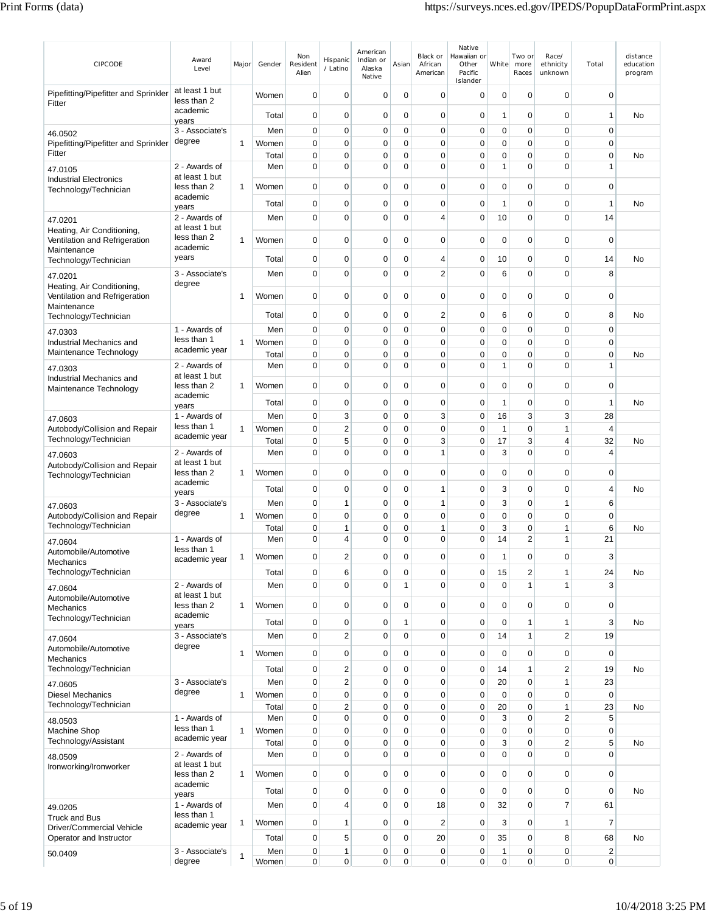| CIPCODE | Award Level | Major | Gender | Non Resident Alien | Hispanic / Latino | American Indian or Alaska Native | Asian | Black or African American | Native Hawaiian or Other Pacific Islander | White | Two or more Races | Race/ ethnicity unknown | Total | distance education program |
|---|---|---|---|---|---|---|---|---|---|---|---|---|---|---|
| Pipefitting/Pipefitter and Sprinkler Fitter | at least 1 but less than 2 academic years | | Women | 0 | 0 | 0 | 0 | 0 | 0 | 0 | 0 | 0 | 0 | |
| | | | Total | 0 | 0 | 0 | 0 | 0 | 0 | 1 | 0 | 0 | 1 | No |
| 46.0502 Pipefitting/Pipefitter and Sprinkler Fitter | 3 - Associate's degree | 1 | Men | 0 | 0 | 0 | 0 | 0 | 0 | 0 | 0 | 0 | 0 | |
| | | | Women | 0 | 0 | 0 | 0 | 0 | 0 | 0 | 0 | 0 | 0 | |
| | | | Total | 0 | 0 | 0 | 0 | 0 | 0 | 0 | 0 | 0 | 0 | No |
| 47.0105 Industrial Electronics Technology/Technician | 2 - Awards of at least 1 but less than 2 academic years | 1 | Men | 0 | 0 | 0 | 0 | 0 | 0 | 1 | 0 | 0 | 1 | |
| | | | Women | 0 | 0 | 0 | 0 | 0 | 0 | 0 | 0 | 0 | 0 | |
| | | | Total | 0 | 0 | 0 | 0 | 0 | 0 | 1 | 0 | 0 | 1 | No |
| 47.0201 Heating, Air Conditioning, Ventilation and Refrigeration Maintenance Technology/Technician | 2 - Awards of at least 1 but less than 2 academic years | 1 | Men | 0 | 0 | 0 | 0 | 4 | 0 | 10 | 0 | 0 | 14 | |
| | | | Women | 0 | 0 | 0 | 0 | 0 | 0 | 0 | 0 | 0 | 0 | |
| | | | Total | 0 | 0 | 0 | 0 | 4 | 0 | 10 | 0 | 0 | 14 | No |
| 47.0201 Heating, Air Conditioning, Ventilation and Refrigeration Maintenance Technology/Technician | 3 - Associate's degree | 1 | Men | 0 | 0 | 0 | 0 | 2 | 0 | 6 | 0 | 0 | 8 | |
| | | | Women | 0 | 0 | 0 | 0 | 0 | 0 | 0 | 0 | 0 | 0 | |
| | | | Total | 0 | 0 | 0 | 0 | 2 | 0 | 6 | 0 | 0 | 8 | No |
| 47.0303 Industrial Mechanics and Maintenance Technology | 1 - Awards of less than 1 academic year | 1 | Men | 0 | 0 | 0 | 0 | 0 | 0 | 0 | 0 | 0 | 0 | |
| | | | Women | 0 | 0 | 0 | 0 | 0 | 0 | 0 | 0 | 0 | 0 | |
| | | | Total | 0 | 0 | 0 | 0 | 0 | 0 | 0 | 0 | 0 | 0 | No |
| 47.0303 Industrial Mechanics and Maintenance Technology | 2 - Awards of at least 1 but less than 2 academic years | 1 | Men | 0 | 0 | 0 | 0 | 0 | 0 | 1 | 0 | 0 | 1 | |
| | | | Women | 0 | 0 | 0 | 0 | 0 | 0 | 0 | 0 | 0 | 0 | |
| | | | Total | 0 | 0 | 0 | 0 | 0 | 0 | 1 | 0 | 0 | 1 | No |
| 47.0603 Autobody/Collision and Repair Technology/Technician | 1 - Awards of less than 1 academic year | 1 | Men | 0 | 3 | 0 | 0 | 3 | 0 | 16 | 3 | 3 | 28 | |
| | | | Women | 0 | 2 | 0 | 0 | 0 | 0 | 1 | 0 | 1 | 4 | |
| | | | Total | 0 | 5 | 0 | 0 | 3 | 0 | 17 | 3 | 4 | 32 | No |
| 47.0603 Autobody/Collision and Repair Technology/Technician | 2 - Awards of at least 1 but less than 2 academic years | 1 | Men | 0 | 0 | 0 | 0 | 1 | 0 | 3 | 0 | 0 | 4 | |
| | | | Women | 0 | 0 | 0 | 0 | 0 | 0 | 0 | 0 | 0 | 0 | |
| | | | Total | 0 | 0 | 0 | 0 | 1 | 0 | 3 | 0 | 0 | 4 | No |
| 47.0603 Autobody/Collision and Repair Technology/Technician | 3 - Associate's degree | 1 | Men | 0 | 1 | 0 | 0 | 1 | 0 | 3 | 0 | 1 | 6 | |
| | | | Women | 0 | 0 | 0 | 0 | 0 | 0 | 0 | 0 | 0 | 0 | |
| | | | Total | 0 | 1 | 0 | 0 | 1 | 0 | 3 | 0 | 1 | 6 | No |
| 47.0604 Automobile/Automotive Mechanics Technology/Technician | 1 - Awards of less than 1 academic year | 1 | Men | 0 | 4 | 0 | 0 | 0 | 0 | 14 | 2 | 1 | 21 | |
| | | | Women | 0 | 2 | 0 | 0 | 0 | 0 | 1 | 0 | 0 | 3 | |
| | | | Total | 0 | 6 | 0 | 0 | 0 | 0 | 15 | 2 | 1 | 24 | No |
| 47.0604 Automobile/Automotive Mechanics Technology/Technician | 2 - Awards of at least 1 but less than 2 academic years | 1 | Men | 0 | 0 | 0 | 1 | 0 | 0 | 0 | 1 | 1 | 3 | |
| | | | Women | 0 | 0 | 0 | 0 | 0 | 0 | 0 | 0 | 0 | 0 | |
| | | | Total | 0 | 0 | 0 | 1 | 0 | 0 | 0 | 1 | 1 | 3 | No |
| 47.0604 Automobile/Automotive Mechanics Technology/Technician | 3 - Associate's degree | 1 | Men | 0 | 2 | 0 | 0 | 0 | 0 | 14 | 1 | 2 | 19 | |
| | | | Women | 0 | 0 | 0 | 0 | 0 | 0 | 0 | 0 | 0 | 0 | |
| | | | Total | 0 | 2 | 0 | 0 | 0 | 0 | 14 | 1 | 2 | 19 | No |
| 47.0605 Diesel Mechanics Technology/Technician | 3 - Associate's degree | 1 | Men | 0 | 2 | 0 | 0 | 0 | 0 | 20 | 0 | 1 | 23 | |
| | | | Women | 0 | 0 | 0 | 0 | 0 | 0 | 0 | 0 | 0 | 0 | |
| | | | Total | 0 | 2 | 0 | 0 | 0 | 0 | 20 | 0 | 1 | 23 | No |
| 48.0503 Machine Shop Technology/Assistant | 1 - Awards of less than 1 academic year | 1 | Men | 0 | 0 | 0 | 0 | 0 | 0 | 3 | 0 | 2 | 5 | |
| | | | Women | 0 | 0 | 0 | 0 | 0 | 0 | 0 | 0 | 0 | 0 | |
| | | | Total | 0 | 0 | 0 | 0 | 0 | 0 | 3 | 0 | 2 | 5 | No |
| 48.0509 Ironworking/Ironworker | 2 - Awards of at least 1 but less than 2 academic years | 1 | Men | 0 | 0 | 0 | 0 | 0 | 0 | 0 | 0 | 0 | 0 | |
| | | | Women | 0 | 0 | 0 | 0 | 0 | 0 | 0 | 0 | 0 | 0 | |
| | | | Total | 0 | 0 | 0 | 0 | 0 | 0 | 0 | 0 | 0 | 0 | No |
| 49.0205 Truck and Bus Driver/Commercial Vehicle Operator and Instructor | 1 - Awards of less than 1 academic year | 1 | Men | 0 | 4 | 0 | 0 | 18 | 0 | 32 | 0 | 7 | 61 | |
| | | | Women | 0 | 1 | 0 | 0 | 2 | 0 | 3 | 0 | 1 | 7 | |
| | | | Total | 0 | 5 | 0 | 0 | 20 | 0 | 35 | 0 | 8 | 68 | No |
| 50.0409 | 3 - Associate's degree | 1 | Men | 0 | 1 | 0 | 0 | 0 | 0 | 1 | 0 | 0 | 2 | |
| | | | Women | 0 | 0 | 0 | 0 | 0 | 0 | 0 | 0 | 0 | 0 | |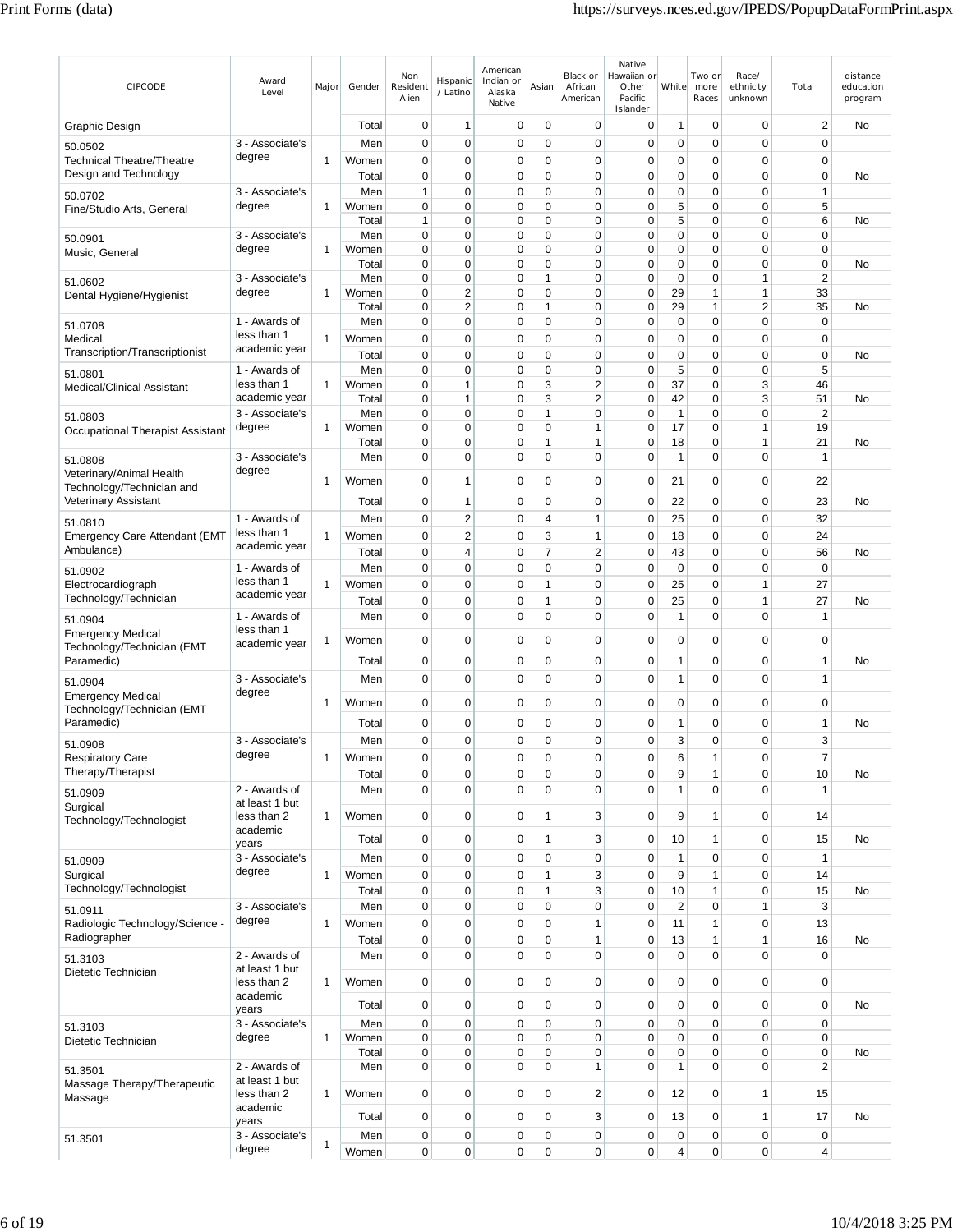| CIPCODE | Award Level | Major | Gender | Non Resident Alien | Hispanic / Latino | American Indian or Alaska Native | Asian | Black or African American | Native Hawaiian or Other Pacific Islander | White | Two or more Races | Race/ ethnicity unknown | Total | distance education program |
|---|---|---|---|---|---|---|---|---|---|---|---|---|---|---|
| Graphic Design | | | Total | 0 | 1 | 0 | 0 | 0 | 0 | 1 | 0 | 0 | 2 | No |
| 50.0502 Technical Theatre/Theatre Design and Technology | 3 - Associate's degree | 1 | Men | 0 | 0 | 0 | 0 | 0 | 0 | 0 | 0 | 0 | 0 | |
| | | | Women | 0 | 0 | 0 | 0 | 0 | 0 | 0 | 0 | 0 | 0 | |
| | | | Total | 0 | 0 | 0 | 0 | 0 | 0 | 0 | 0 | 0 | 0 | No |
| 50.0702 Fine/Studio Arts, General | 3 - Associate's degree | 1 | Men | 1 | 0 | 0 | 0 | 0 | 0 | 0 | 0 | 0 | 1 | |
| | | | Women | 0 | 0 | 0 | 0 | 0 | 0 | 5 | 0 | 0 | 5 | |
| | | | Total | 1 | 0 | 0 | 0 | 0 | 0 | 5 | 0 | 0 | 6 | No |
| 50.0901 Music, General | 3 - Associate's degree | 1 | Men | 0 | 0 | 0 | 0 | 0 | 0 | 0 | 0 | 0 | 0 | |
| | | | Women | 0 | 0 | 0 | 0 | 0 | 0 | 0 | 0 | 0 | 0 | |
| | | | Total | 0 | 0 | 0 | 0 | 0 | 0 | 0 | 0 | 0 | 0 | No |
| 51.0602 Dental Hygiene/Hygienist | 3 - Associate's degree | 1 | Men | 0 | 0 | 0 | 1 | 0 | 0 | 0 | 0 | 1 | 2 | |
| | | | Women | 0 | 2 | 0 | 0 | 0 | 0 | 29 | 1 | 1 | 33 | |
| | | | Total | 0 | 2 | 0 | 1 | 0 | 0 | 29 | 1 | 2 | 35 | No |
| 51.0708 Medical Transcription/Transcriptionist | 1 - Awards of less than 1 academic year | 1 | Men | 0 | 0 | 0 | 0 | 0 | 0 | 0 | 0 | 0 | 0 | |
| | | | Women | 0 | 0 | 0 | 0 | 0 | 0 | 0 | 0 | 0 | 0 | |
| | | | Total | 0 | 0 | 0 | 0 | 0 | 0 | 0 | 0 | 0 | 0 | No |
| 51.0801 Medical/Clinical Assistant | 1 - Awards of less than 1 academic year | 1 | Men | 0 | 0 | 0 | 0 | 0 | 0 | 5 | 0 | 0 | 5 | |
| | | | Women | 0 | 1 | 0 | 3 | 2 | 0 | 37 | 0 | 3 | 46 | |
| | | | Total | 0 | 1 | 0 | 3 | 2 | 0 | 42 | 0 | 3 | 51 | No |
| 51.0803 Occupational Therapist Assistant | 3 - Associate's degree | 1 | Men | 0 | 0 | 0 | 1 | 0 | 0 | 1 | 0 | 0 | 2 | |
| | | | Women | 0 | 0 | 0 | 0 | 1 | 0 | 17 | 0 | 1 | 19 | |
| | | | Total | 0 | 0 | 0 | 1 | 1 | 0 | 18 | 0 | 1 | 21 | No |
| 51.0808 Veterinary/Animal Health Technology/Technician and Veterinary Assistant | 3 - Associate's degree | 1 | Men | 0 | 0 | 0 | 0 | 0 | 0 | 1 | 0 | 0 | 1 | |
| | | | Women | 0 | 1 | 0 | 0 | 0 | 0 | 21 | 0 | 0 | 22 | |
| | | | Total | 0 | 1 | 0 | 0 | 0 | 0 | 22 | 0 | 0 | 23 | No |
| 51.0810 Emergency Care Attendant (EMT Ambulance) | 1 - Awards of less than 1 academic year | 1 | Men | 0 | 2 | 0 | 4 | 1 | 0 | 25 | 0 | 0 | 32 | |
| | | | Women | 0 | 2 | 0 | 3 | 1 | 0 | 18 | 0 | 0 | 24 | |
| | | | Total | 0 | 4 | 0 | 7 | 2 | 0 | 43 | 0 | 0 | 56 | No |
| 51.0902 Electrocardiograph Technology/Technician | 1 - Awards of less than 1 academic year | 1 | Men | 0 | 0 | 0 | 0 | 0 | 0 | 0 | 0 | 0 | 0 | |
| | | | Women | 0 | 0 | 0 | 1 | 0 | 0 | 25 | 0 | 1 | 27 | |
| | | | Total | 0 | 0 | 0 | 1 | 0 | 0 | 25 | 0 | 1 | 27 | No |
| 51.0904 Emergency Medical Technology/Technician (EMT Paramedic) | 1 - Awards of less than 1 academic year | 1 | Men | 0 | 0 | 0 | 0 | 0 | 0 | 1 | 0 | 0 | 1 | |
| | | | Women | 0 | 0 | 0 | 0 | 0 | 0 | 0 | 0 | 0 | 0 | |
| | | | Total | 0 | 0 | 0 | 0 | 0 | 0 | 1 | 0 | 0 | 1 | No |
| 51.0904 Emergency Medical Technology/Technician (EMT Paramedic) | 3 - Associate's degree | 1 | Men | 0 | 0 | 0 | 0 | 0 | 0 | 1 | 0 | 0 | 1 | |
| | | | Women | 0 | 0 | 0 | 0 | 0 | 0 | 0 | 0 | 0 | 0 | |
| | | | Total | 0 | 0 | 0 | 0 | 0 | 0 | 1 | 0 | 0 | 1 | No |
| 51.0908 Respiratory Care Therapy/Therapist | 3 - Associate's degree | 1 | Men | 0 | 0 | 0 | 0 | 0 | 0 | 3 | 0 | 0 | 3 | |
| | | | Women | 0 | 0 | 0 | 0 | 0 | 0 | 6 | 1 | 0 | 7 | |
| | | | Total | 0 | 0 | 0 | 0 | 0 | 0 | 9 | 1 | 0 | 10 | No |
| 51.0909 Surgical Technology/Technologist | 2 - Awards of at least 1 but less than 2 academic years | 1 | Men | 0 | 0 | 0 | 0 | 0 | 0 | 1 | 0 | 0 | 1 | |
| | | | Women | 0 | 0 | 0 | 1 | 3 | 0 | 9 | 1 | 0 | 14 | |
| | | | Total | 0 | 0 | 0 | 1 | 3 | 0 | 10 | 1 | 0 | 15 | No |
| 51.0909 Surgical Technology/Technologist | 3 - Associate's degree | 1 | Men | 0 | 0 | 0 | 0 | 0 | 0 | 1 | 0 | 0 | 1 | |
| | | | Women | 0 | 0 | 0 | 1 | 3 | 0 | 9 | 1 | 0 | 14 | |
| | | | Total | 0 | 0 | 0 | 1 | 3 | 0 | 10 | 1 | 0 | 15 | No |
| 51.0911 Radiologic Technology/Science - Radiographer | 3 - Associate's degree | 1 | Men | 0 | 0 | 0 | 0 | 0 | 0 | 2 | 0 | 1 | 3 | |
| | | | Women | 0 | 0 | 0 | 0 | 1 | 0 | 11 | 1 | 0 | 13 | |
| | | | Total | 0 | 0 | 0 | 0 | 1 | 0 | 13 | 1 | 1 | 16 | No |
| 51.3103 Dietetic Technician | 2 - Awards of at least 1 but less than 2 academic years | 1 | Men | 0 | 0 | 0 | 0 | 0 | 0 | 0 | 0 | 0 | 0 | |
| | | | Women | 0 | 0 | 0 | 0 | 0 | 0 | 0 | 0 | 0 | 0 | |
| | | | Total | 0 | 0 | 0 | 0 | 0 | 0 | 0 | 0 | 0 | 0 | No |
| 51.3103 Dietetic Technician | 3 - Associate's degree | 1 | Men | 0 | 0 | 0 | 0 | 0 | 0 | 0 | 0 | 0 | 0 | |
| | | | Women | 0 | 0 | 0 | 0 | 0 | 0 | 0 | 0 | 0 | 0 | |
| | | | Total | 0 | 0 | 0 | 0 | 0 | 0 | 0 | 0 | 0 | 0 | No |
| 51.3501 Massage Therapy/Therapeutic Massage | 2 - Awards of at least 1 but less than 2 academic years | 1 | Men | 0 | 0 | 0 | 0 | 1 | 0 | 1 | 0 | 0 | 2 | |
| | | | Women | 0 | 0 | 0 | 0 | 2 | 0 | 12 | 0 | 1 | 15 | |
| | | | Total | 0 | 0 | 0 | 0 | 3 | 0 | 13 | 0 | 1 | 17 | No |
| 51.3501 | 3 - Associate's degree | 1 | Men | 0 | 0 | 0 | 0 | 0 | 0 | 0 | 0 | 0 | 0 | |
| | | | Women | 0 | 0 | 0 | 0 | 0 | 0 | 4 | 0 | 0 | 4 | |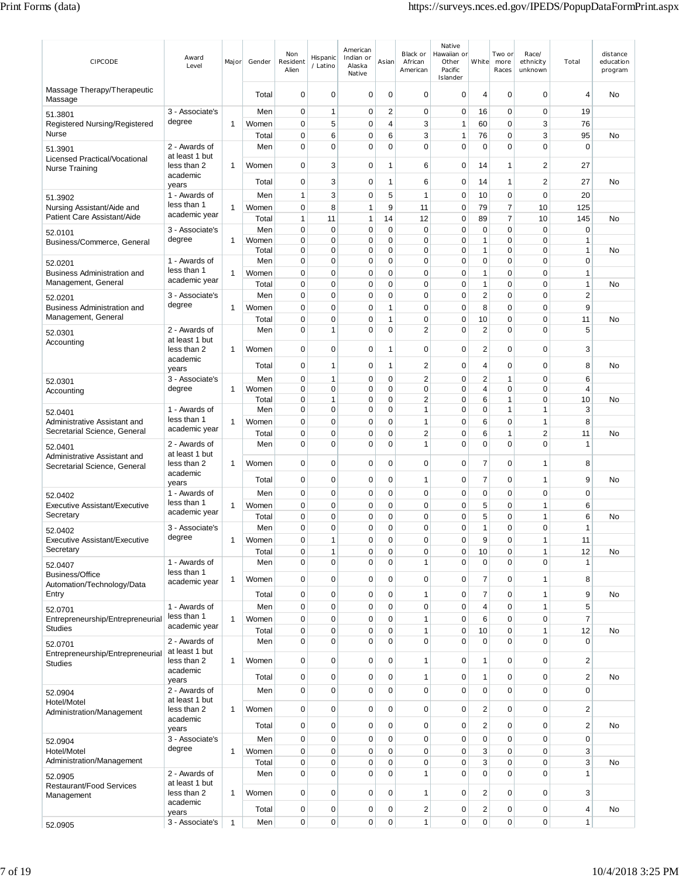| CIPCODE | Award Level | Major | Gender | Non Resident Alien | Hispanic / Latino | American Indian or Alaska Native | Asian | Black or African American | Native Hawaiian or Other Pacific Islander | White | Two or more Races | Race/ ethnicity unknown | Total | distance education program |
|---|---|---|---|---|---|---|---|---|---|---|---|---|---|---|
| Massage Therapy/Therapeutic Massage | | | Total | 0 | 0 | 0 | 0 | 0 | 0 | 4 | 0 | 0 | 4 | No |
| 51.3801 Registered Nursing/Registered Nurse | 3 - Associate's degree | 1 | Men | 0 | 1 | 0 | 2 | 0 | 0 | 16 | 0 | 0 | 19 | |
| | | | Women | 0 | 5 | 0 | 4 | 3 | 1 | 60 | 0 | 3 | 76 | |
| | | | Total | 0 | 6 | 0 | 6 | 3 | 1 | 76 | 0 | 3 | 95 | No |
| 51.3901 Licensed Practical/Vocational Nurse Training | 2 - Awards of at least 1 but less than 2 academic years | 1 | Men | 0 | 0 | 0 | 0 | 0 | 0 | 0 | 0 | 0 | 0 | |
| | | | Women | 0 | 3 | 0 | 1 | 6 | 0 | 14 | 1 | 2 | 27 | |
| | | | Total | 0 | 3 | 0 | 1 | 6 | 0 | 14 | 1 | 2 | 27 | No |
| 51.3902 Nursing Assistant/Aide and Patient Care Assistant/Aide | 1 - Awards of less than 1 academic year | 1 | Men | 1 | 3 | 0 | 5 | 1 | 0 | 10 | 0 | 0 | 20 | |
| | | | Women | 0 | 8 | 1 | 9 | 11 | 0 | 79 | 7 | 10 | 125 | |
| | | | Total | 1 | 11 | 1 | 14 | 12 | 0 | 89 | 7 | 10 | 145 | No |
| 52.0101 Business/Commerce, General | 3 - Associate's degree | 1 | Men | 0 | 0 | 0 | 0 | 0 | 0 | 0 | 0 | 0 | 0 | |
| | | | Women | 0 | 0 | 0 | 0 | 0 | 0 | 1 | 0 | 0 | 1 | |
| | | | Total | 0 | 0 | 0 | 0 | 0 | 0 | 1 | 0 | 0 | 1 | No |
| 52.0201 Business Administration and Management, General | 1 - Awards of less than 1 academic year | 1 | Men | 0 | 0 | 0 | 0 | 0 | 0 | 0 | 0 | 0 | 0 | |
| | | | Women | 0 | 0 | 0 | 0 | 0 | 0 | 1 | 0 | 0 | 1 | |
| | | | Total | 0 | 0 | 0 | 0 | 0 | 0 | 1 | 0 | 0 | 1 | No |
| 52.0201 Business Administration and Management, General | 3 - Associate's degree | 1 | Men | 0 | 0 | 0 | 0 | 0 | 0 | 2 | 0 | 0 | 2 | |
| | | | Women | 0 | 0 | 0 | 1 | 0 | 0 | 8 | 0 | 0 | 9 | |
| | | | Total | 0 | 0 | 0 | 1 | 0 | 0 | 10 | 0 | 0 | 11 | No |
| 52.0301 Accounting | 2 - Awards of at least 1 but less than 2 academic years | 1 | Men | 0 | 1 | 0 | 0 | 2 | 0 | 2 | 0 | 0 | 5 | |
| | | | Women | 0 | 0 | 0 | 1 | 0 | 0 | 2 | 0 | 0 | 3 | |
| | | | Total | 0 | 1 | 0 | 1 | 2 | 0 | 4 | 0 | 0 | 8 | No |
| 52.0301 Accounting | 3 - Associate's degree | 1 | Men | 0 | 1 | 0 | 0 | 2 | 0 | 2 | 1 | 0 | 6 | |
| | | | Women | 0 | 0 | 0 | 0 | 0 | 0 | 4 | 0 | 0 | 4 | |
| | | | Total | 0 | 1 | 0 | 0 | 2 | 0 | 6 | 1 | 0 | 10 | No |
| 52.0401 Administrative Assistant and Secretarial Science, General | 1 - Awards of less than 1 academic year | 1 | Men | 0 | 0 | 0 | 0 | 1 | 0 | 0 | 1 | 1 | 3 | |
| | | | Women | 0 | 0 | 0 | 0 | 1 | 0 | 6 | 0 | 1 | 8 | |
| | | | Total | 0 | 0 | 0 | 0 | 2 | 0 | 6 | 1 | 2 | 11 | No |
| 52.0401 Administrative Assistant and Secretarial Science, General | 2 - Awards of at least 1 but less than 2 academic years | 1 | Men | 0 | 0 | 0 | 0 | 1 | 0 | 0 | 0 | 0 | 1 | |
| | | | Women | 0 | 0 | 0 | 0 | 0 | 0 | 7 | 0 | 1 | 8 | |
| | | | Total | 0 | 0 | 0 | 0 | 1 | 0 | 7 | 0 | 1 | 9 | No |
| 52.0402 Executive Assistant/Executive Secretary | 1 - Awards of less than 1 academic year | 1 | Men | 0 | 0 | 0 | 0 | 0 | 0 | 0 | 0 | 0 | 0 | |
| | | | Women | 0 | 0 | 0 | 0 | 0 | 0 | 5 | 0 | 1 | 6 | |
| | | | Total | 0 | 0 | 0 | 0 | 0 | 0 | 5 | 0 | 1 | 6 | No |
| 52.0402 Executive Assistant/Executive Secretary | 3 - Associate's degree | 1 | Men | 0 | 0 | 0 | 0 | 0 | 0 | 1 | 0 | 0 | 1 | |
| | | | Women | 0 | 1 | 0 | 0 | 0 | 0 | 9 | 0 | 1 | 11 | |
| | | | Total | 0 | 1 | 0 | 0 | 0 | 0 | 10 | 0 | 1 | 12 | No |
| 52.0407 Business/Office Automation/Technology/Data Entry | 1 - Awards of less than 1 academic year | 1 | Men | 0 | 0 | 0 | 0 | 1 | 0 | 0 | 0 | 0 | 1 | |
| | | | Women | 0 | 0 | 0 | 0 | 0 | 0 | 7 | 0 | 1 | 8 | |
| | | | Total | 0 | 0 | 0 | 0 | 1 | 0 | 7 | 0 | 1 | 9 | No |
| 52.0701 Entrepreneurship/Entrepreneurial Studies | 1 - Awards of less than 1 academic year | 1 | Men | 0 | 0 | 0 | 0 | 0 | 0 | 4 | 0 | 1 | 5 | |
| | | | Women | 0 | 0 | 0 | 0 | 1 | 0 | 6 | 0 | 0 | 7 | |
| | | | Total | 0 | 0 | 0 | 0 | 1 | 0 | 10 | 0 | 1 | 12 | No |
| 52.0701 Entrepreneurship/Entrepreneurial Studies | 2 - Awards of at least 1 but less than 2 academic years | 1 | Men | 0 | 0 | 0 | 0 | 0 | 0 | 0 | 0 | 0 | 0 | |
| | | | Women | 0 | 0 | 0 | 0 | 1 | 0 | 1 | 0 | 0 | 2 | |
| | | | Total | 0 | 0 | 0 | 0 | 1 | 0 | 1 | 0 | 0 | 2 | No |
| 52.0904 Hotel/Motel Administration/Management | 2 - Awards of at least 1 but less than 2 academic years | 1 | Men | 0 | 0 | 0 | 0 | 0 | 0 | 0 | 0 | 0 | 0 | |
| | | | Women | 0 | 0 | 0 | 0 | 0 | 0 | 2 | 0 | 0 | 2 | |
| | | | Total | 0 | 0 | 0 | 0 | 0 | 0 | 2 | 0 | 0 | 2 | No |
| 52.0904 Hotel/Motel Administration/Management | 3 - Associate's degree | 1 | Men | 0 | 0 | 0 | 0 | 0 | 0 | 0 | 0 | 0 | 0 | |
| | | | Women | 0 | 0 | 0 | 0 | 0 | 0 | 3 | 0 | 0 | 3 | |
| | | | Total | 0 | 0 | 0 | 0 | 0 | 0 | 3 | 0 | 0 | 3 | No |
| 52.0905 Restaurant/Food Services Management | 2 - Awards of at least 1 but less than 2 academic years | 1 | Men | 0 | 0 | 0 | 0 | 1 | 0 | 0 | 0 | 0 | 1 | |
| | | | Women | 0 | 0 | 0 | 0 | 1 | 0 | 2 | 0 | 0 | 3 | |
| | | | Total | 0 | 0 | 0 | 0 | 2 | 0 | 2 | 0 | 0 | 4 | No |
| 52.0905 | 3 - Associate's | 1 | Men | 0 | 0 | 0 | 0 | 1 | 0 | 0 | 0 | 0 | 1 | |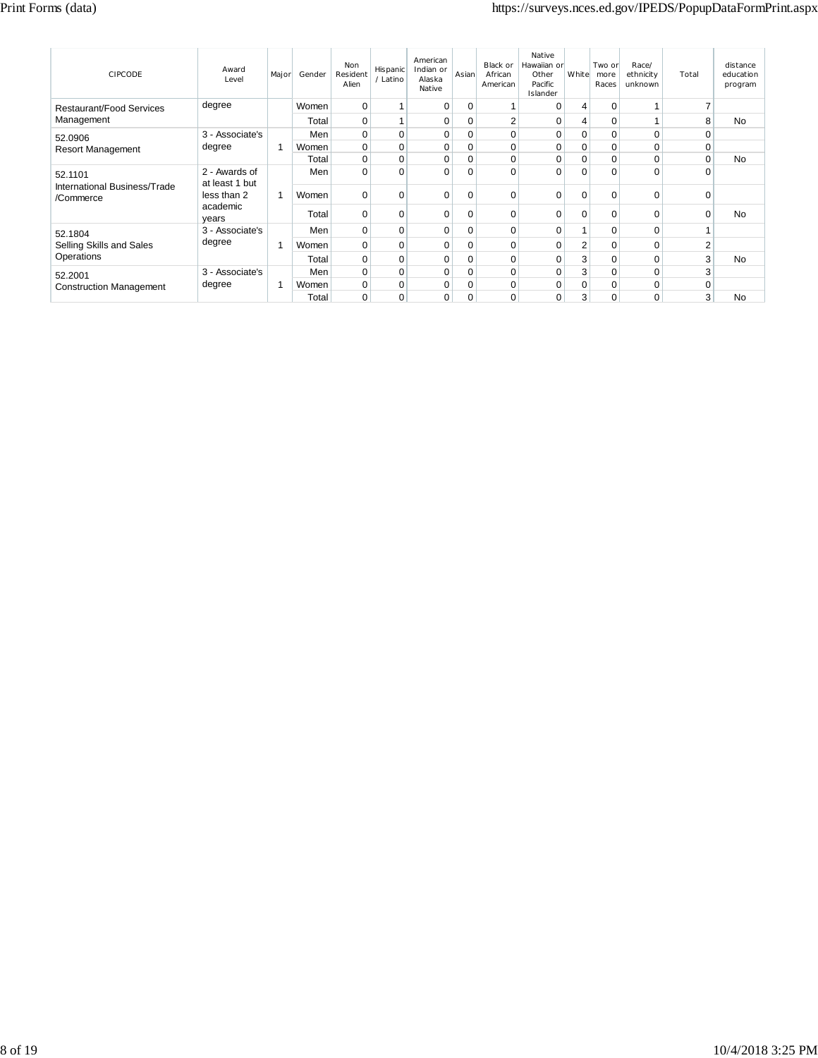| CIPCODE | Award Level | Major | Gender | Non Resident Alien | Hispanic / Latino | American Indian or Alaska Native | Asian | Black or African American | Native Hawaiian or Other Pacific Islander | White | Two or more Races | Race/ ethnicity unknown | Total | distance education program |
|---|---|---|---|---|---|---|---|---|---|---|---|---|---|---|
| Restaurant/Food Services Management | degree | | Women | 0 | 1 | 0 | 0 | 1 | 0 | 4 | 0 | 1 | 7 | |
| | | | Total | 0 | 1 | 0 | 0 | 2 | 0 | 4 | 0 | 1 | 8 | No |
| 52.0906 Resort Management | 3 - Associate's degree | 1 | Men | 0 | 0 | 0 | 0 | 0 | 0 | 0 | 0 | 0 | 0 | |
| | | | Women | 0 | 0 | 0 | 0 | 0 | 0 | 0 | 0 | 0 | 0 | |
| | | | Total | 0 | 0 | 0 | 0 | 0 | 0 | 0 | 0 | 0 | 0 | No |
| 52.1101 International Business/Trade /Commerce | 2 - Awards of at least 1 but less than 2 academic years | 1 | Men | 0 | 0 | 0 | 0 | 0 | 0 | 0 | 0 | 0 | 0 | |
| | | | Women | 0 | 0 | 0 | 0 | 0 | 0 | 0 | 0 | 0 | 0 | |
| | | | Total | 0 | 0 | 0 | 0 | 0 | 0 | 0 | 0 | 0 | 0 | No |
| 52.1804 Selling Skills and Sales Operations | 3 - Associate's degree | 1 | Men | 0 | 0 | 0 | 0 | 0 | 0 | 1 | 0 | 0 | 1 | |
| | | | Women | 0 | 0 | 0 | 0 | 0 | 0 | 2 | 0 | 0 | 2 | |
| | | | Total | 0 | 0 | 0 | 0 | 0 | 0 | 3 | 0 | 0 | 3 | No |
| 52.2001 Construction Management | 3 - Associate's degree | 1 | Men | 0 | 0 | 0 | 0 | 0 | 0 | 3 | 0 | 0 | 3 | |
| | | | Women | 0 | 0 | 0 | 0 | 0 | 0 | 0 | 0 | 0 | 0 | |
| | | | Total | 0 | 0 | 0 | 0 | 0 | 0 | 3 | 0 | 0 | 3 | No |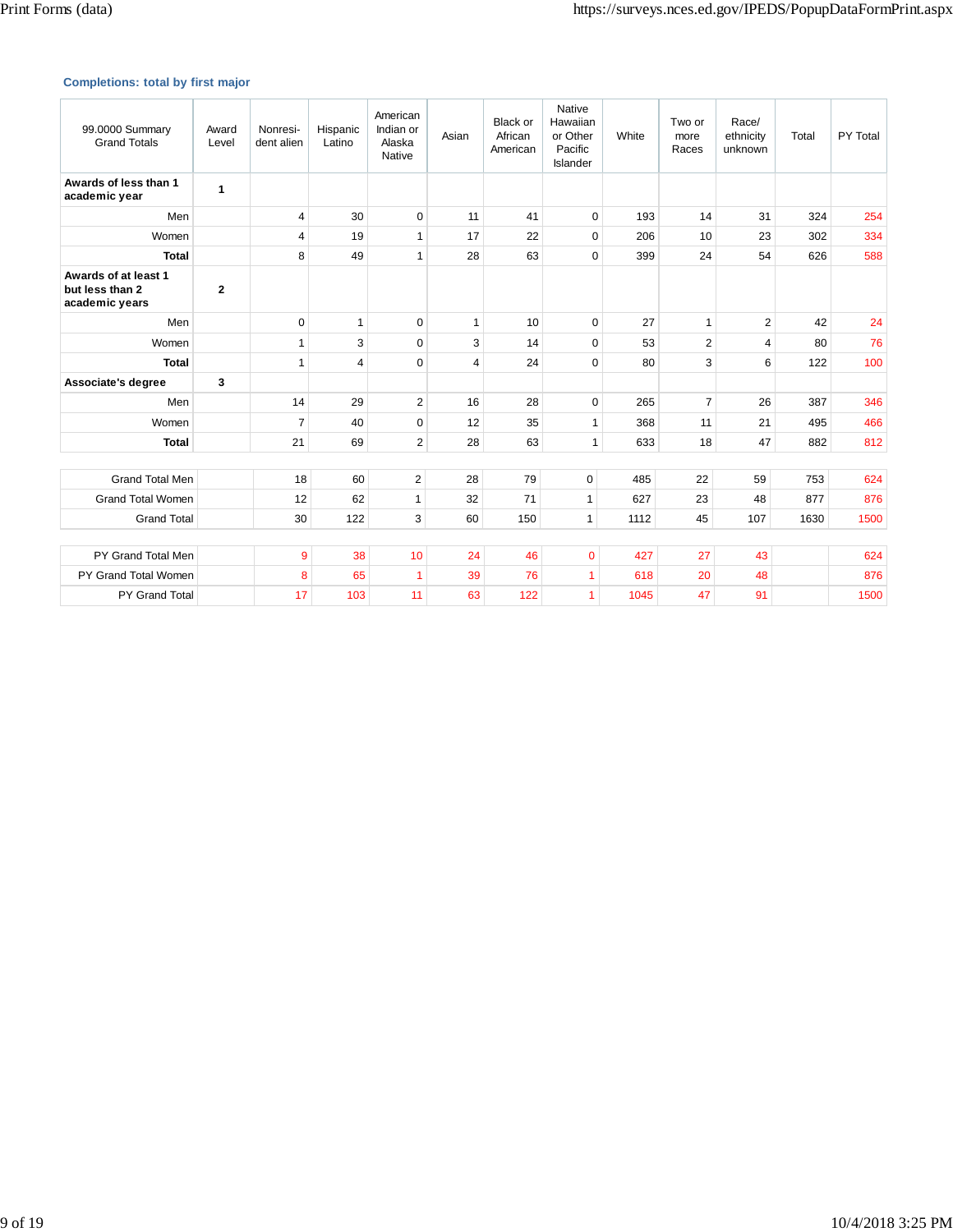### Completions: total by first major

| 99.0000 Summary Grand Totals | Award Level | Nonresident alien | Hispanic Latino | American Indian or Alaska Native | Asian | Black or African American | Native Hawaiian or Other Pacific Islander | White | Two or more Races | Race/ ethnicity unknown | Total | PY Total |
|---|---|---|---|---|---|---|---|---|---|---|---|---|
| **Awards of less than 1 academic year** | **1** | | | | | | | | | | | |
| Men | | 4 | 30 | 0 | 11 | 41 | 0 | 193 | 14 | 31 | 324 | 254 |
| Women | | 4 | 19 | 1 | 17 | 22 | 0 | 206 | 10 | 23 | 302 | 334 |
| **Total** | | 8 | 49 | 1 | 28 | 63 | 0 | 399 | 24 | 54 | 626 | 588 |
| **Awards of at least 1 but less than 2 academic years** | **2** | | | | | | | | | | | |
| Men | | 0 | 1 | 0 | 1 | 10 | 0 | 27 | 1 | 2 | 42 | 24 |
| Women | | 1 | 3 | 0 | 3 | 14 | 0 | 53 | 2 | 4 | 80 | 76 |
| **Total** | | 1 | 4 | 0 | 4 | 24 | 0 | 80 | 3 | 6 | 122 | 100 |
| **Associate's degree** | **3** | | | | | | | | | | | |
| Men | | 14 | 29 | 2 | 16 | 28 | 0 | 265 | 7 | 26 | 387 | 346 |
| Women | | 7 | 40 | 0 | 12 | 35 | 1 | 368 | 11 | 21 | 495 | 466 |
| **Total** | | 21 | 69 | 2 | 28 | 63 | 1 | 633 | 18 | 47 | 882 | 812 |
| Grand Total Men | | 18 | 60 | 2 | 28 | 79 | 0 | 485 | 22 | 59 | 753 | 624 |
| Grand Total Women | | 12 | 62 | 1 | 32 | 71 | 1 | 627 | 23 | 48 | 877 | 876 |
| Grand Total | | 30 | 122 | 3 | 60 | 150 | 1 | 1112 | 45 | 107 | 1630 | 1500 |
| PY Grand Total Men | | 9 | 38 | 10 | 24 | 46 | 0 | 427 | 27 | 43 | | 624 |
| PY Grand Total Women | | 8 | 65 | 1 | 39 | 76 | 1 | 618 | 20 | 48 | | 876 |
| PY Grand Total | | 17 | 103 | 11 | 63 | 122 | 1 | 1045 | 47 | 91 | | 1500 |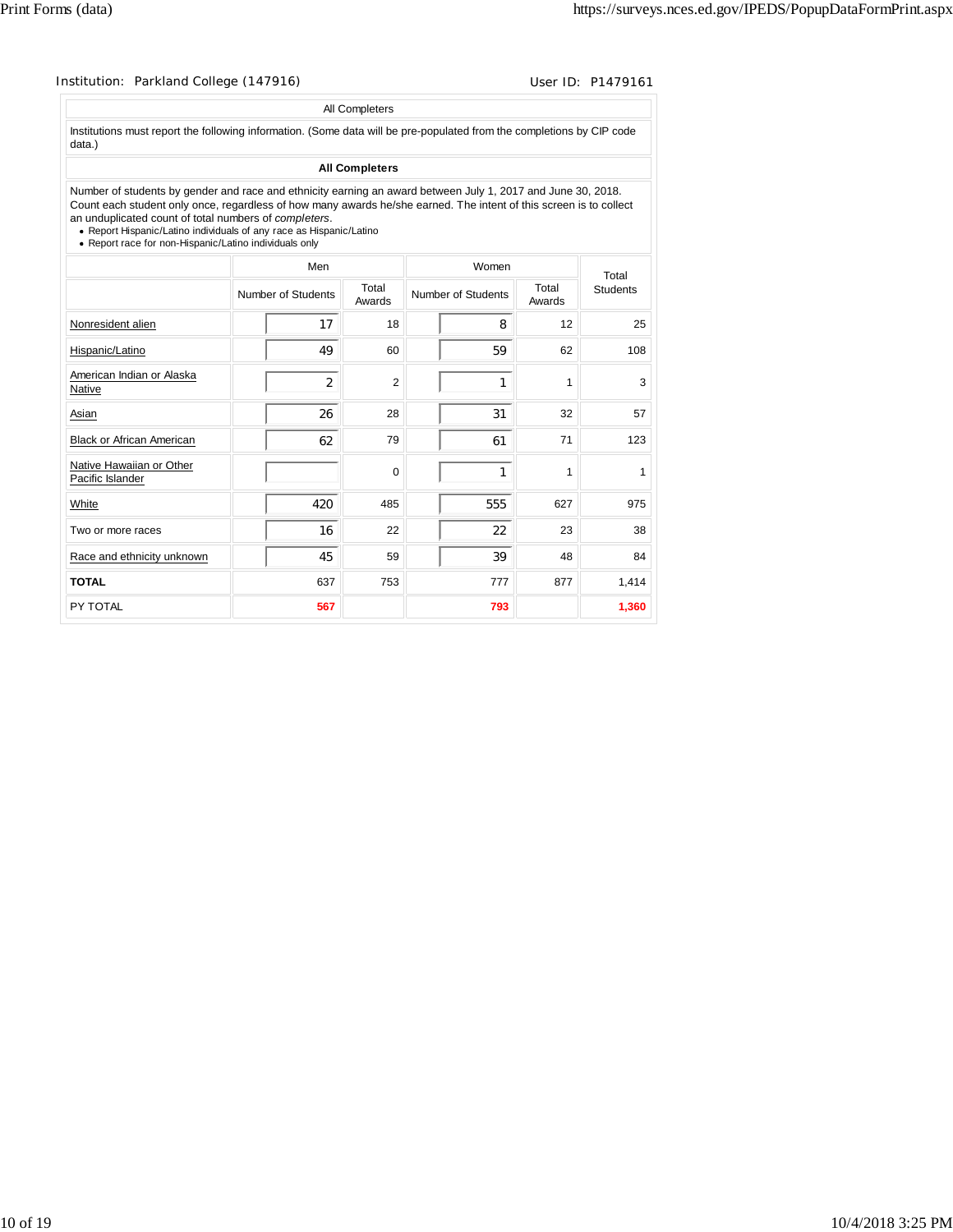Institution: Parkland College (147916) User ID: P1479161

All Completers

Institutions must report the following information. (Some data will be pre-populated from the completions by CIP code data.)

**All Completers**

Number of students by gender and race and ethnicity earning an award between July 1, 2017 and June 30, 2018. Count each student only once, regardless of how many awards he/she earned. The intent of this screen is to collect an unduplicated count of total numbers of *completers*.

- Report Hispanic/Latino individuals of any race as Hispanic/Latino
- Report race for non-Hispanic/Latino individuals only

| | Men | | Women | | Total Students |
|---|---|---|---|---|---|
| | Number of Students | Total Awards | Number of Students | Total Awards | |
| Nonresident alien | 17 | 18 | 8 | 12 | 25 |
| Hispanic/Latino | 49 | 60 | 59 | 62 | 108 |
| American Indian or Alaska Native | 2 | 2 | 1 | 1 | 3 |
| Asian | 26 | 28 | 31 | 32 | 57 |
| Black or African American | 62 | 79 | 61 | 71 | 123 |
| Native Hawaiian or Other Pacific Islander | | 0 | 1 | 1 | 1 |
| White | 420 | 485 | 555 | 627 | 975 |
| Two or more races | 16 | 22 | 22 | 23 | 38 |
| Race and ethnicity unknown | 45 | 59 | 39 | 48 | 84 |
| **TOTAL** | 637 | 753 | 777 | 877 | 1,414 |
| PY TOTAL | **567** | | **793** | | **1,360** |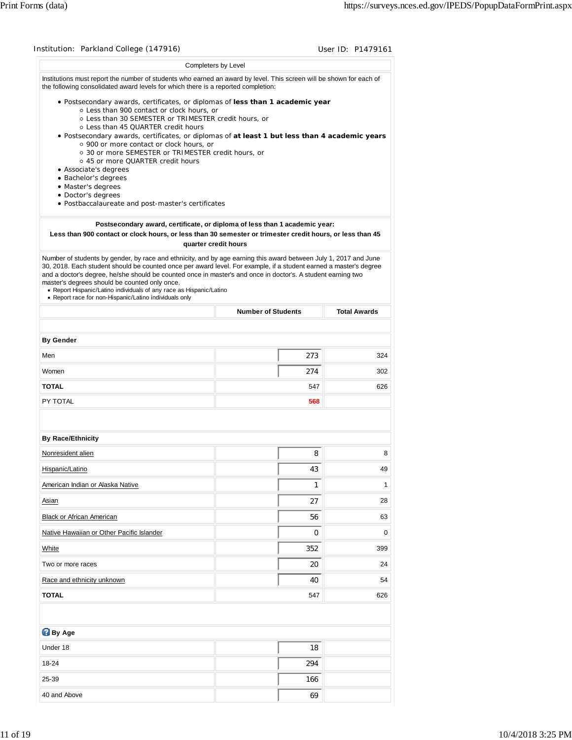Institution: Parkland College (147916) User ID: P1479161

## Completers by Level

Institutions must report the number of students who earned an award by level. This screen will be shown for each of the following consolidated award levels for which there is a reported completion:

- Postsecondary awards, certificates, or diplomas of **less than 1 academic year**
  - Less than 900 contact or clock hours, or
  - Less than 30 SEMESTER or TRIMESTER credit hours, or
  - Less than 45 QUARTER credit hours
- Postsecondary awards, certificates, or diplomas of **at least 1 but less than 4 academic years**
  - 900 or more contact or clock hours, or
  - 30 or more SEMESTER or TRIMESTER credit hours, or
  - 45 or more QUARTER credit hours
- Associate's degrees
- Bachelor's degrees
- Master's degrees
- Doctor's degrees
- Postbaccalaureate and post-master's certificates

**Postsecondary award, certificate, or diploma of less than 1 academic year:**
**Less than 900 contact or clock hours, or less than 30 semester or trimester credit hours, or less than 45 quarter credit hours**

Number of students by gender, by race and ethnicity, and by age earning this award between July 1, 2017 and June 30, 2018. Each student should be counted once per award level. For example, if a student earned a master's degree and a doctor's degree, he/she should be counted once in master's and once in doctor's. A student earning two master's degrees should be counted only once.

- Report Hispanic/Latino individuals of any race as Hispanic/Latino
- Report race for non-Hispanic/Latino individuals only

| | Number of Students | Total Awards |
|---|---|---|
| **By Gender** | | |
| Men | 273 | 324 |
| Women | 274 | 302 |
| **TOTAL** | 547 | 626 |
| PY TOTAL | 568 | |
| **By Race/Ethnicity** | | |
| Nonresident alien | 8 | 8 |
| Hispanic/Latino | 43 | 49 |
| American Indian or Alaska Native | 1 | 1 |
| Asian | 27 | 28 |
| Black or African American | 56 | 63 |
| Native Hawaiian or Other Pacific Islander | 0 | 0 |
| White | 352 | 399 |
| Two or more races | 20 | 24 |
| Race and ethnicity unknown | 40 | 54 |
| **TOTAL** | 547 | 626 |
| **By Age** | | |
| Under 18 | 18 | |
| 18-24 | 294 | |
| 25-39 | 166 | |
| 40 and Above | 69 | |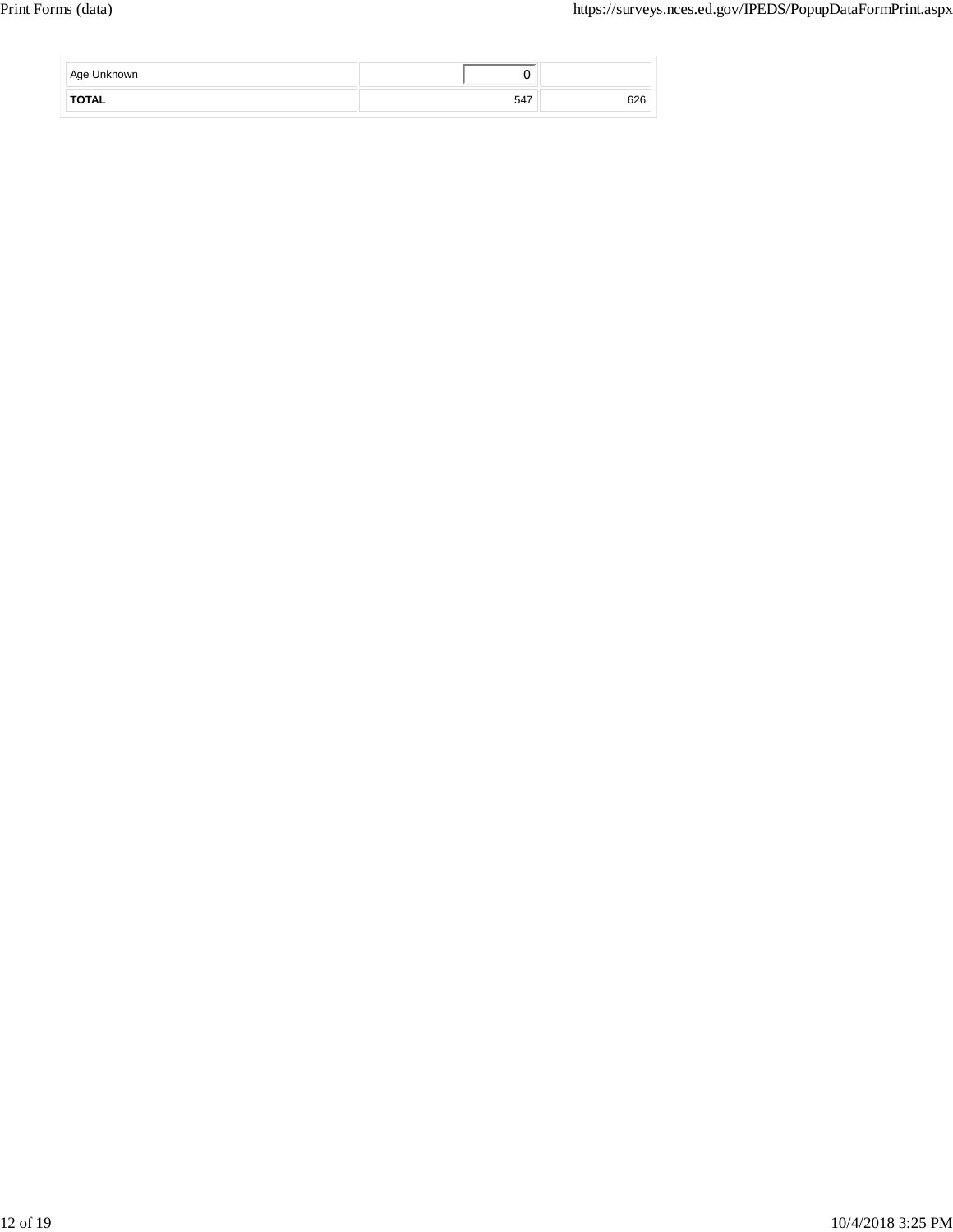| | | |
|---|---|---|
| Age Unknown | 0 | |
| **TOTAL** | 547 | 626 |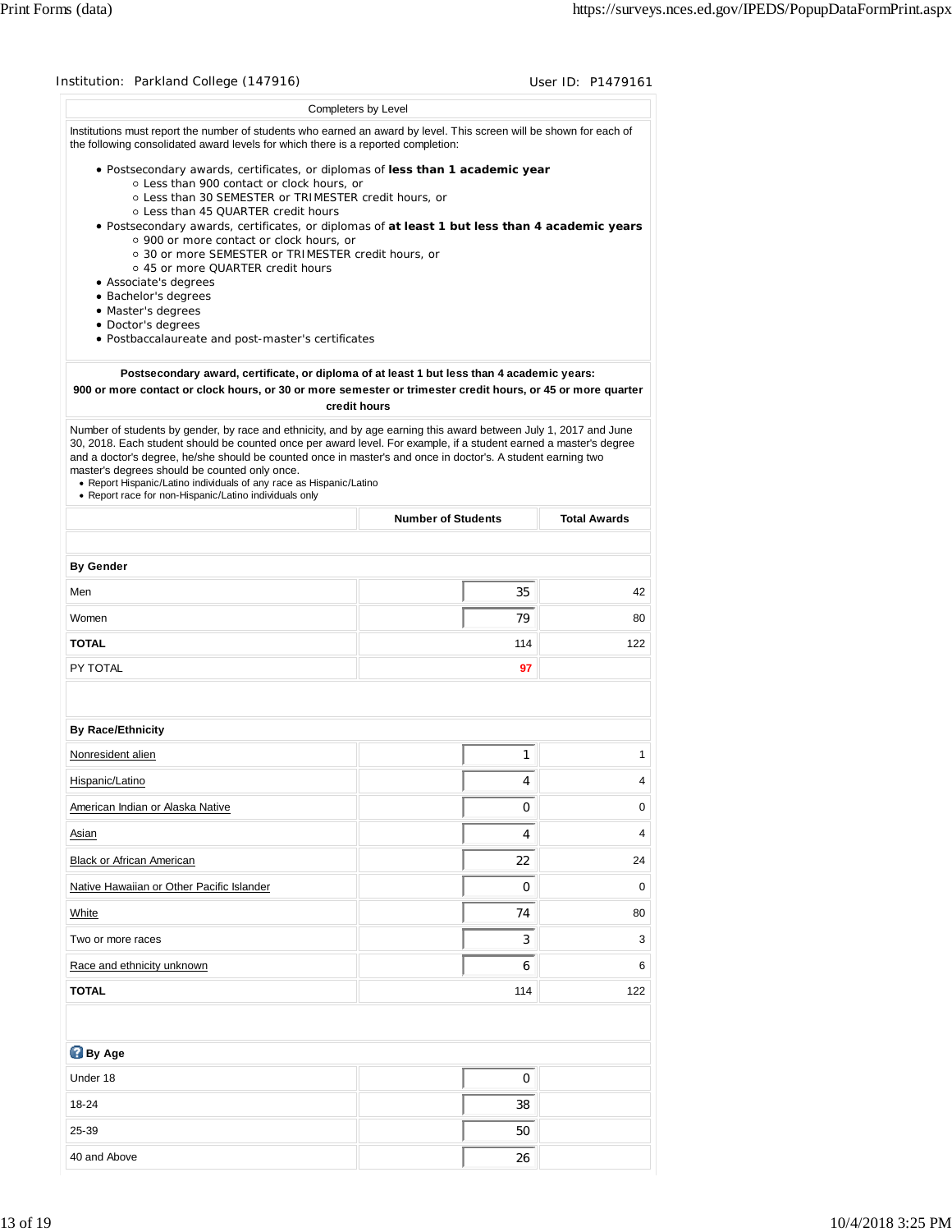Institution: Parkland College (147916) User ID: P1479161

## Completers by Level

Institutions must report the number of students who earned an award by level. This screen will be shown for each of the following consolidated award levels for which there is a reported completion:

- Postsecondary awards, certificates, or diplomas of **less than 1 academic year**
  - Less than 900 contact or clock hours, or
  - Less than 30 SEMESTER or TRIMESTER credit hours, or
  - Less than 45 QUARTER credit hours
- Postsecondary awards, certificates, or diplomas of **at least 1 but less than 4 academic years**
  - 900 or more contact or clock hours, or
  - 30 or more SEMESTER or TRIMESTER credit hours, or
  - 45 or more QUARTER credit hours
- Associate's degrees
- Bachelor's degrees
- Master's degrees
- Doctor's degrees
- Postbaccalaureate and post-master's certificates

**Postsecondary award, certificate, or diploma of at least 1 but less than 4 academic years: 900 or more contact or clock hours, or 30 or more semester or trimester credit hours, or 45 or more quarter credit hours**

Number of students by gender, by race and ethnicity, and by age earning this award between July 1, 2017 and June 30, 2018. Each student should be counted once per award level. For example, if a student earned a master's degree and a doctor's degree, he/she should be counted once in master's and once in doctor's. A student earning two master's degrees should be counted only once.

- Report Hispanic/Latino individuals of any race as Hispanic/Latino
- Report race for non-Hispanic/Latino individuals only

| | Number of Students | Total Awards |
|---|---|---|
| **By Gender** | | |
| Men | 35 | 42 |
| Women | 79 | 80 |
| **TOTAL** | 114 | 122 |
| PY TOTAL | 97 | |
| **By Race/Ethnicity** | | |
| Nonresident alien | 1 | 1 |
| Hispanic/Latino | 4 | 4 |
| American Indian or Alaska Native | 0 | 0 |
| Asian | 4 | 4 |
| Black or African American | 22 | 24 |
| Native Hawaiian or Other Pacific Islander | 0 | 0 |
| White | 74 | 80 |
| Two or more races | 3 | 3 |
| Race and ethnicity unknown | 6 | 6 |
| **TOTAL** | 114 | 122 |
| **By Age** | | |
| Under 18 | 0 | |
| 18-24 | 38 | |
| 25-39 | 50 | |
| 40 and Above | 26 | |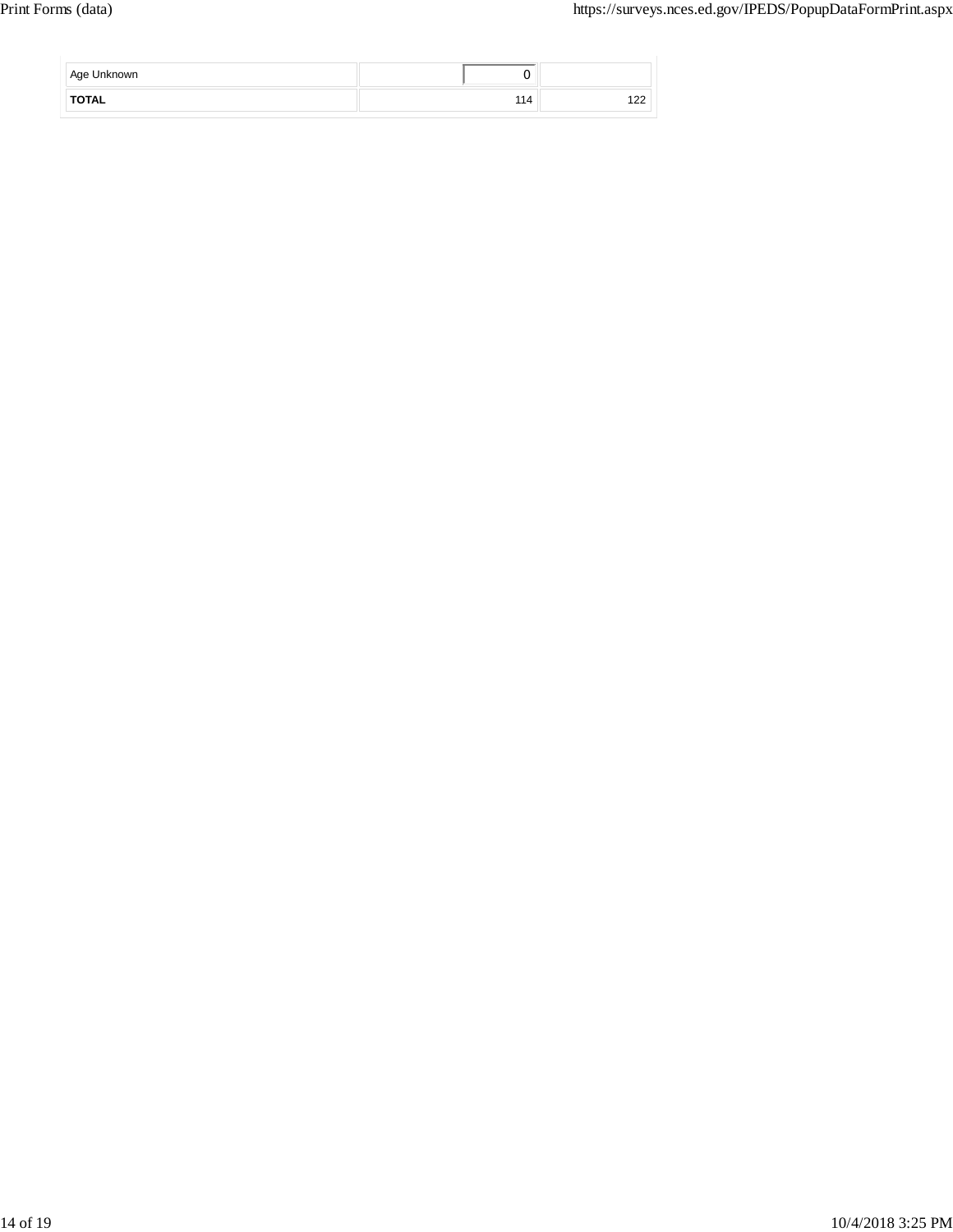| | | |
|---|---|---|
| Age Unknown | 0 | |
| **TOTAL** | 114 | 122 |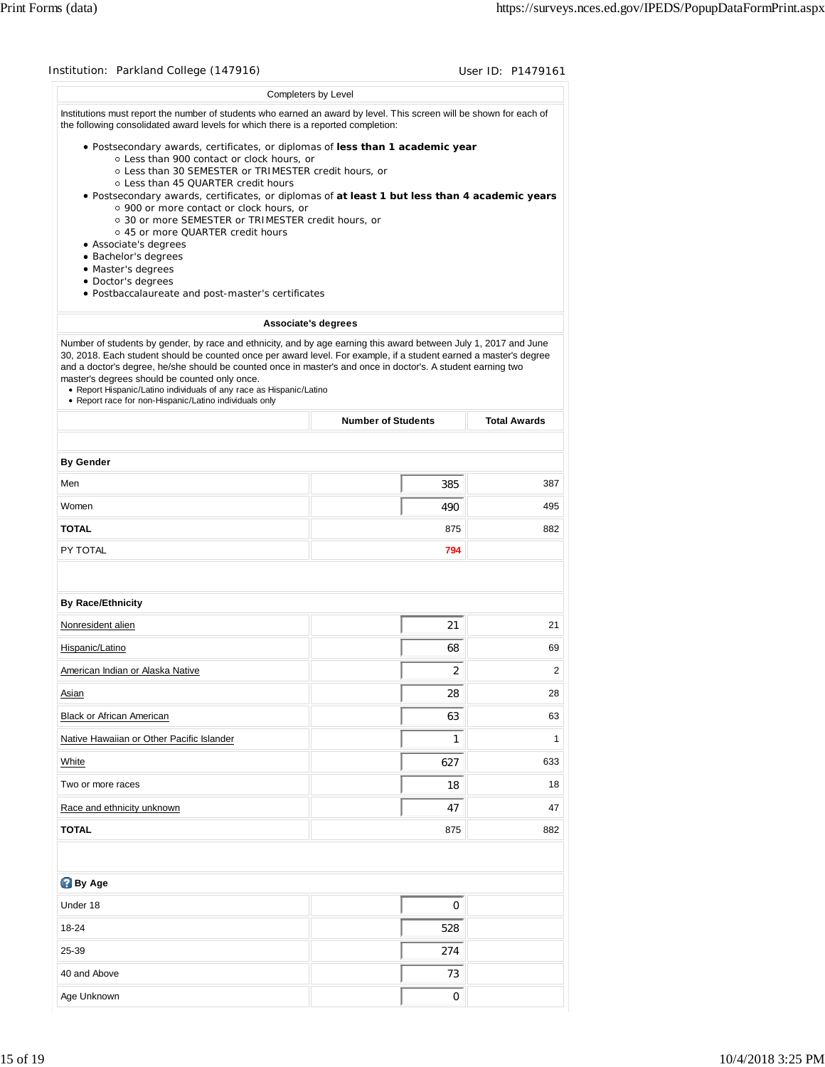Institution: Parkland College (147916) User ID: P1479161

## Completers by Level

Institutions must report the number of students who earned an award by level. This screen will be shown for each of the following consolidated award levels for which there is a reported completion:

- Postsecondary awards, certificates, or diplomas of **less than 1 academic year**
  - Less than 900 contact or clock hours, or
  - Less than 30 SEMESTER or TRIMESTER credit hours, or
  - Less than 45 QUARTER credit hours
- Postsecondary awards, certificates, or diplomas of **at least 1 but less than 4 academic years**
  - 900 or more contact or clock hours, or
  - 30 or more SEMESTER or TRIMESTER credit hours, or
  - 45 or more QUARTER credit hours
- Associate's degrees
- Bachelor's degrees
- Master's degrees
- Doctor's degrees
- Postbaccalaureate and post-master's certificates

### Associate's degrees

Number of students by gender, by race and ethnicity, and by age earning this award between July 1, 2017 and June 30, 2018. Each student should be counted once per award level. For example, if a student earned a master's degree and a doctor's degree, he/she should be counted once in master's and once in doctor's. A student earning two master's degrees should be counted only once.

- Report Hispanic/Latino individuals of any race as Hispanic/Latino
- Report race for non-Hispanic/Latino individuals only

| | Number of Students | Total Awards |
|---|---|---|
| **By Gender** | | |
| Men | 385 | 387 |
| Women | 490 | 495 |
| **TOTAL** | 875 | 882 |
| PY TOTAL | **794** | |
| **By Race/Ethnicity** | | |
| Nonresident alien | 21 | 21 |
| Hispanic/Latino | 68 | 69 |
| American Indian or Alaska Native | 2 | 2 |
| Asian | 28 | 28 |
| Black or African American | 63 | 63 |
| Native Hawaiian or Other Pacific Islander | 1 | 1 |
| White | 627 | 633 |
| Two or more races | 18 | 18 |
| Race and ethnicity unknown | 47 | 47 |
| **TOTAL** | 875 | 882 |
| **By Age** | | |
| Under 18 | 0 | |
| 18-24 | 528 | |
| 25-39 | 274 | |
| 40 and Above | 73 | |
| Age Unknown | 0 | |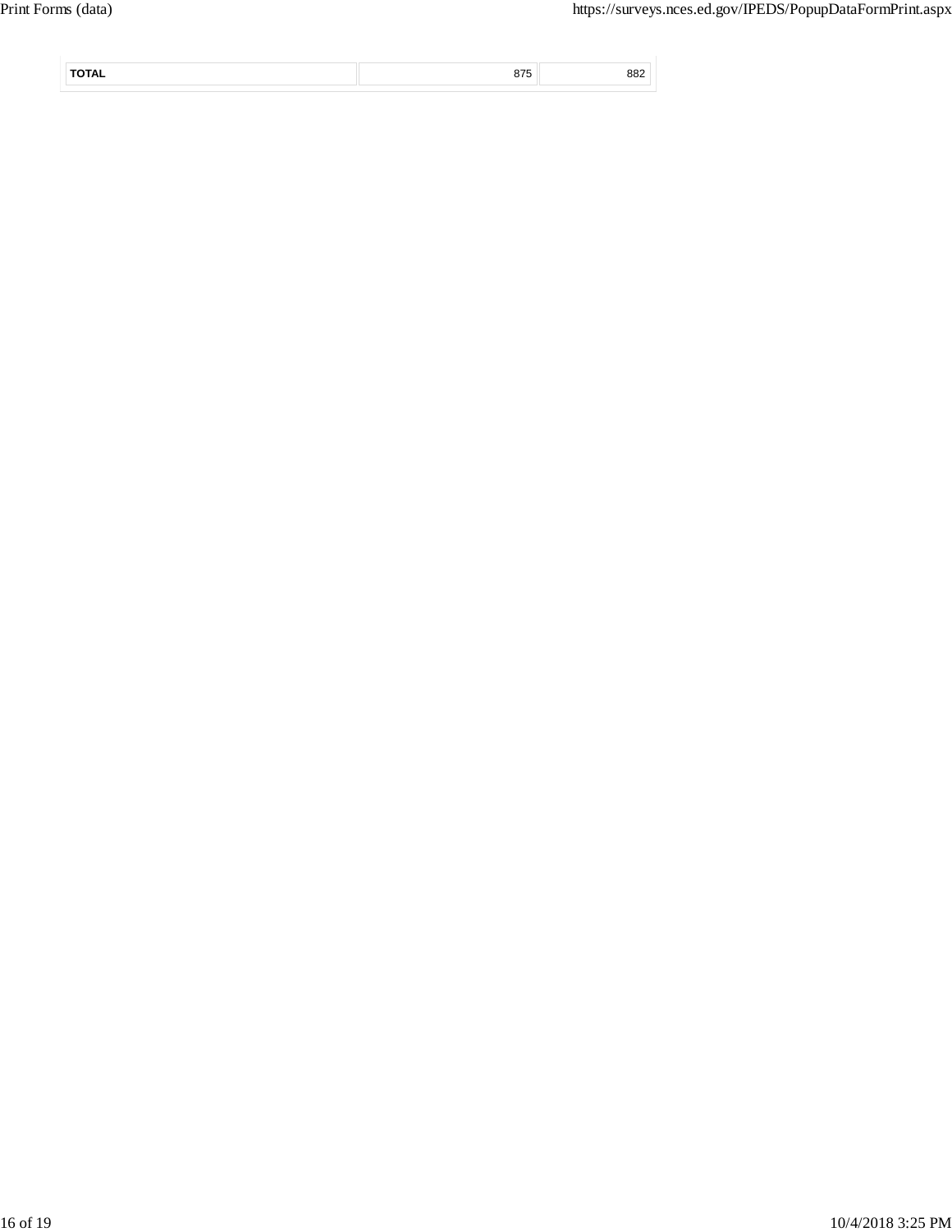| TOTAL | 875 | 882 |
|---|---|---|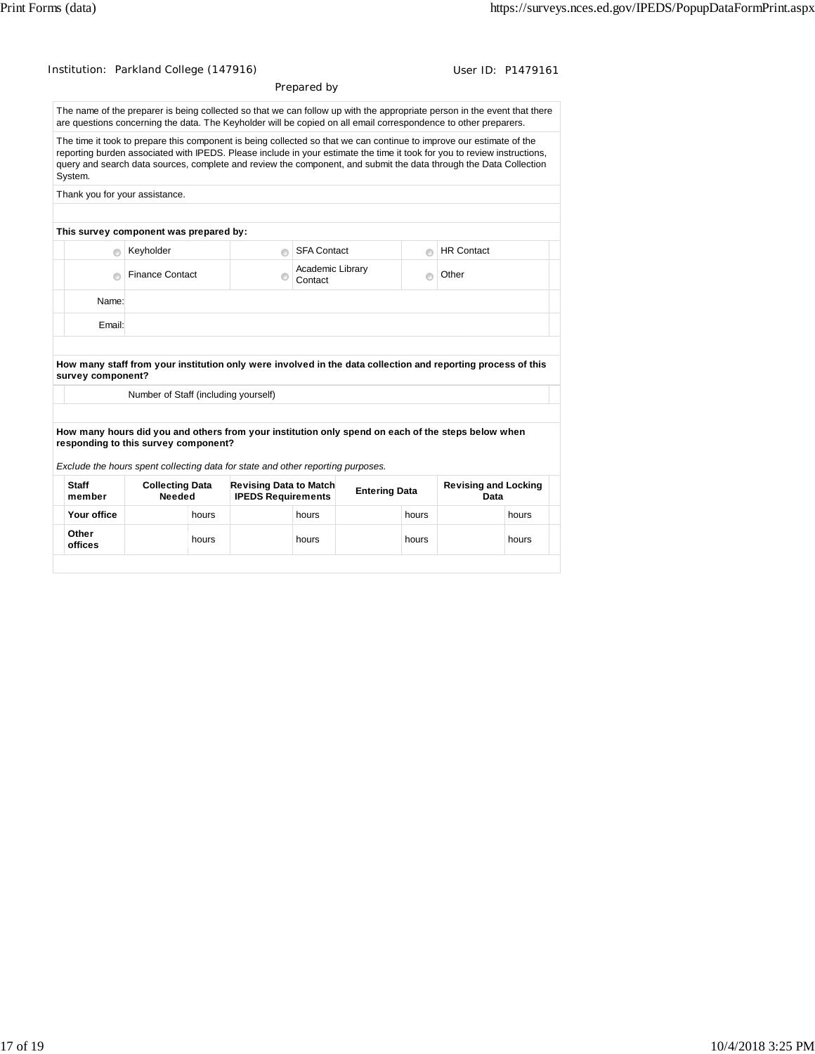Institution: Parkland College (147916) User ID: P1479161

## Prepared by

The name of the preparer is being collected so that we can follow up with the appropriate person in the event that there are questions concerning the data. The Keyholder will be copied on all email correspondence to other preparers.

The time it took to prepare this component is being collected so that we can continue to improve our estimate of the reporting burden associated with IPEDS. Please include in your estimate the time it took for you to review instructions, query and search data sources, complete and review the component, and submit the data through the Data Collection System.

Thank you for your assistance.

**This survey component was prepared by:**

| | | |
|---|---|---|
| ○ Keyholder | ○ SFA Contact | ○ HR Contact |
| ○ Finance Contact | ○ Academic Library Contact | ○ Other |

Name:

Email:

**How many staff from your institution only were involved in the data collection and reporting process of this survey component?**

Number of Staff (including yourself)

**How many hours did you and others from your institution only spend on each of the steps below when responding to this survey component?**

*Exclude the hours spent collecting data for state and other reporting purposes.*

| Staff member | Collecting Data Needed | Revising Data to Match IPEDS Requirements | Entering Data | Revising and Locking Data |
|---|---|---|---|---|
| Your office | hours | hours | hours | hours |
| Other offices | hours | hours | hours | hours |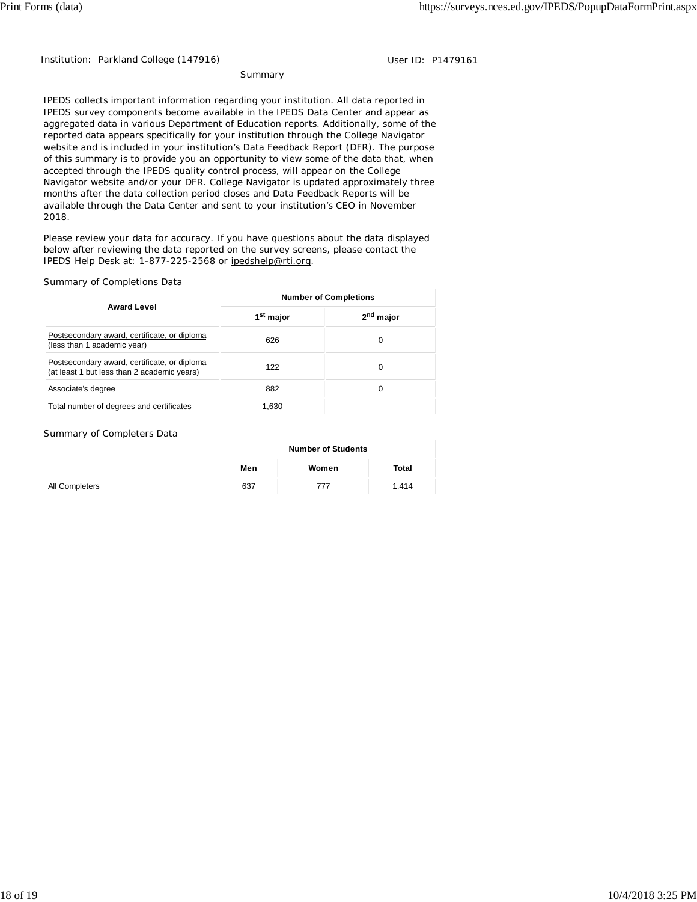Institution: Parkland College (147916) User ID: P1479161

## Summary

IPEDS collects important information regarding your institution. All data reported in IPEDS survey components become available in the IPEDS Data Center and appear as aggregated data in various Department of Education reports. Additionally, some of the reported data appears specifically for your institution through the College Navigator website and is included in your institution's Data Feedback Report (DFR). The purpose of this summary is to provide you an opportunity to view some of the data that, when accepted through the IPEDS quality control process, will appear on the College Navigator website and/or your DFR. College Navigator is updated approximately three months after the data collection period closes and Data Feedback Reports will be available through the Data Center and sent to your institution's CEO in November 2018.

Please review your data for accuracy. If you have questions about the data displayed below after reviewing the data reported on the survey screens, please contact the IPEDS Help Desk at: 1-877-225-2568 or ipedshelp@rti.org.

### Summary of Completions Data

| Award Level | Number of Completions | |
|---|---|---|
| | 1st major | 2nd major |
| Postsecondary award, certificate, or diploma (less than 1 academic year) | 626 | 0 |
| Postsecondary award, certificate, or diploma (at least 1 but less than 2 academic years) | 122 | 0 |
| Associate's degree | 882 | 0 |
| Total number of degrees and certificates | 1,630 | |

### Summary of Completers Data

| | Number of Students | | |
|---|---|---|---|
| | Men | Women | Total |
| All Completers | 637 | 777 | 1,414 |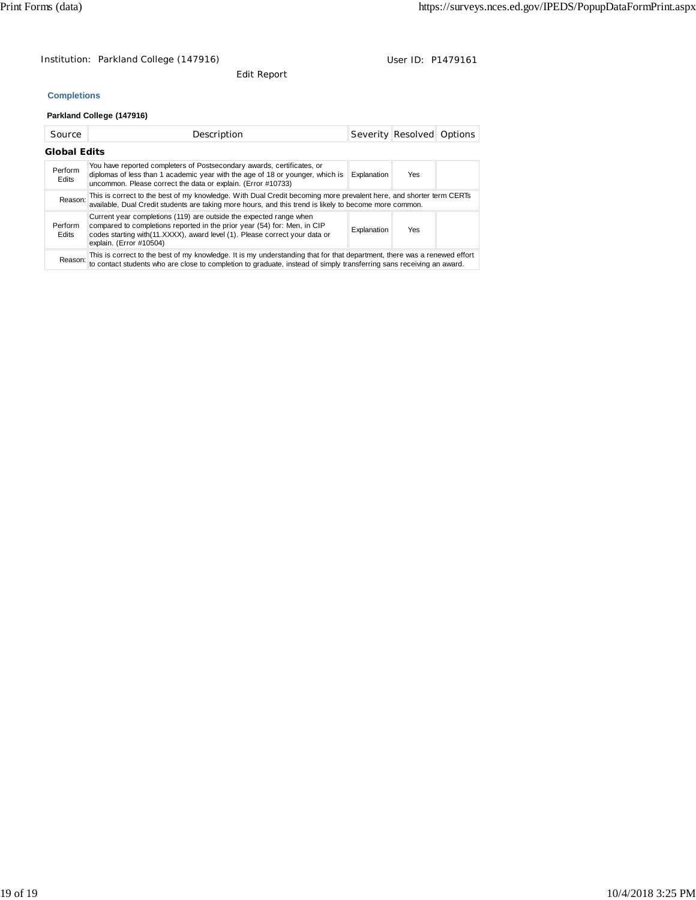Institution: Parkland College (147916)

User ID: P1479161

Edit Report

### Completions

**Parkland College (147916)**

| Source | Description | Severity | Resolved | Options |
|---|---|---|---|---|
| **Global Edits** | | | | |
| Perform Edits | You have reported completers of Postsecondary awards, certificates, or diplomas of less than 1 academic year with the age of 18 or younger, which is uncommon. Please correct the data or explain. (Error #10733) | Explanation | Yes | |
| Reason: | This is correct to the best of my knowledge. With Dual Credit becoming more prevalent here, and shorter term CERTs available, Dual Credit students are taking more hours, and this trend is likely to become more common. | | | |
| Perform Edits | Current year completions (119) are outside the expected range when compared to completions reported in the prior year (54) for: Men, in CIP codes starting with(11.XXXX), award level (1). Please correct your data or explain. (Error #10504) | Explanation | Yes | |
| Reason: | This is correct to the best of my knowledge. It is my understanding that for that department, there was a renewed effort to contact students who are close to completion to graduate, instead of simply transferring sans receiving an award. | | | |